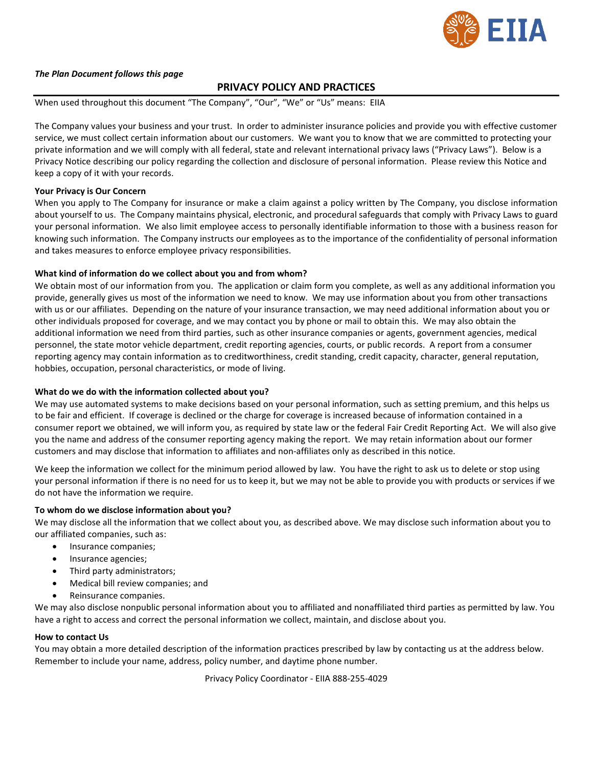EIIA

***The Plan Document follows this page***

## PRIVACY POLICY AND PRACTICES

When used throughout this document "The Company", "Our", "We" or "Us" means: EIIA

The Company values your business and your trust. In order to administer insurance policies and provide you with effective customer service, we must collect certain information about our customers. We want you to know that we are committed to protecting your private information and we will comply with all federal, state and relevant international privacy laws ("Privacy Laws"). Below is a Privacy Notice describing our policy regarding the collection and disclosure of personal information. Please review this Notice and keep a copy of it with your records.

**Your Privacy is Our Concern**

When you apply to The Company for insurance or make a claim against a policy written by The Company, you disclose information about yourself to us. The Company maintains physical, electronic, and procedural safeguards that comply with Privacy Laws to guard your personal information. We also limit employee access to personally identifiable information to those with a business reason for knowing such information. The Company instructs our employees as to the importance of the confidentiality of personal information and takes measures to enforce employee privacy responsibilities.

**What kind of information do we collect about you and from whom?**

We obtain most of our information from you. The application or claim form you complete, as well as any additional information you provide, generally gives us most of the information we need to know. We may use information about you from other transactions with us or our affiliates. Depending on the nature of your insurance transaction, we may need additional information about you or other individuals proposed for coverage, and we may contact you by phone or mail to obtain this. We may also obtain the additional information we need from third parties, such as other insurance companies or agents, government agencies, medical personnel, the state motor vehicle department, credit reporting agencies, courts, or public records. A report from a consumer reporting agency may contain information as to creditworthiness, credit standing, credit capacity, character, general reputation, hobbies, occupation, personal characteristics, or mode of living.

**What do we do with the information collected about you?**

We may use automated systems to make decisions based on your personal information, such as setting premium, and this helps us to be fair and efficient. If coverage is declined or the charge for coverage is increased because of information contained in a consumer report we obtained, we will inform you, as required by state law or the federal Fair Credit Reporting Act. We will also give you the name and address of the consumer reporting agency making the report. We may retain information about our former customers and may disclose that information to affiliates and non-affiliates only as described in this notice.

We keep the information we collect for the minimum period allowed by law. You have the right to ask us to delete or stop using your personal information if there is no need for us to keep it, but we may not be able to provide you with products or services if we do not have the information we require.

**To whom do we disclose information about you?**

We may disclose all the information that we collect about you, as described above. We may disclose such information about you to our affiliated companies, such as:

- Insurance companies;
- Insurance agencies;
- Third party administrators;
- Medical bill review companies; and
- Reinsurance companies.

We may also disclose nonpublic personal information about you to affiliated and nonaffiliated third parties as permitted by law. You have a right to access and correct the personal information we collect, maintain, and disclose about you.

**How to contact Us**

You may obtain a more detailed description of the information practices prescribed by law by contacting us at the address below. Remember to include your name, address, policy number, and daytime phone number.

Privacy Policy Coordinator - EIIA 888-255-4029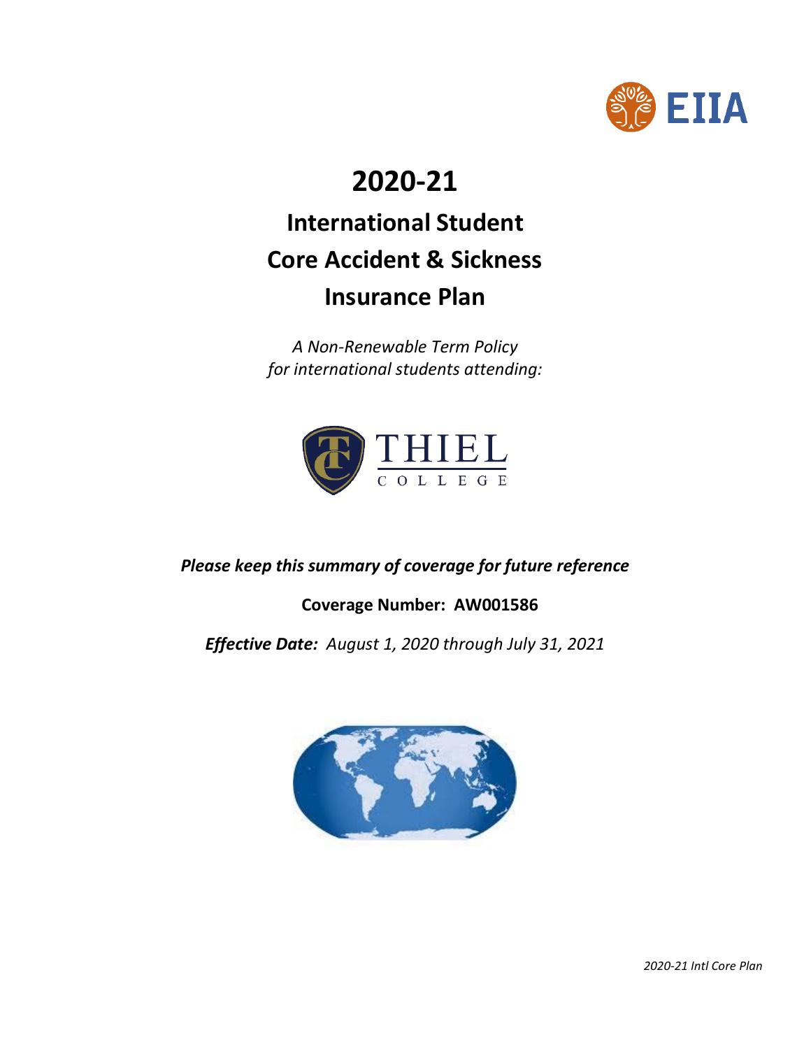# 2020-21

## International Student Core Accident & Sickness Insurance Plan

*A Non-Renewable Term Policy for international students attending:*

THIEL COLLEGE

***Please keep this summary of coverage for future reference***

**Coverage Number: AW001586**

***Effective Date:*** *August 1, 2020 through July 31, 2021*

*2020-21 Intl Core Plan*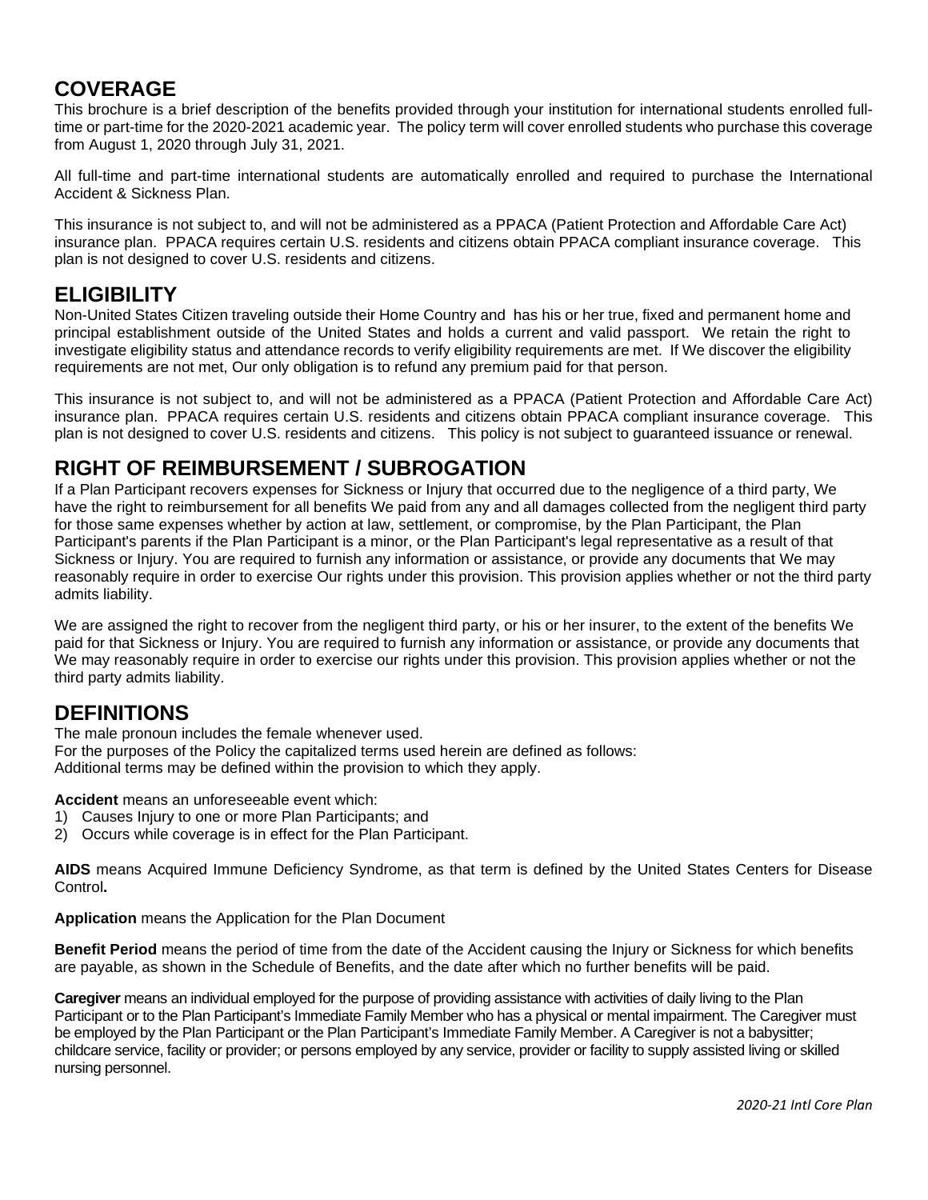## COVERAGE

This brochure is a brief description of the benefits provided through your institution for international students enrolled full-time or part-time for the 2020-2021 academic year. The policy term will cover enrolled students who purchase this coverage from August 1, 2020 through July 31, 2021.

All full-time and part-time international students are automatically enrolled and required to purchase the International Accident & Sickness Plan.

This insurance is not subject to, and will not be administered as a PPACA (Patient Protection and Affordable Care Act) insurance plan. PPACA requires certain U.S. residents and citizens obtain PPACA compliant insurance coverage. This plan is not designed to cover U.S. residents and citizens.

## ELIGIBILITY

Non-United States Citizen traveling outside their Home Country and has his or her true, fixed and permanent home and principal establishment outside of the United States and holds a current and valid passport. We retain the right to investigate eligibility status and attendance records to verify eligibility requirements are met. If We discover the eligibility requirements are not met, Our only obligation is to refund any premium paid for that person.

This insurance is not subject to, and will not be administered as a PPACA (Patient Protection and Affordable Care Act) insurance plan. PPACA requires certain U.S. residents and citizens obtain PPACA compliant insurance coverage. This plan is not designed to cover U.S. residents and citizens. This policy is not subject to guaranteed issuance or renewal.

## RIGHT OF REIMBURSEMENT / SUBROGATION

If a Plan Participant recovers expenses for Sickness or Injury that occurred due to the negligence of a third party, We have the right to reimbursement for all benefits We paid from any and all damages collected from the negligent third party for those same expenses whether by action at law, settlement, or compromise, by the Plan Participant, the Plan Participant's parents if the Plan Participant is a minor, or the Plan Participant's legal representative as a result of that Sickness or Injury. You are required to furnish any information or assistance, or provide any documents that We may reasonably require in order to exercise Our rights under this provision. This provision applies whether or not the third party admits liability.

We are assigned the right to recover from the negligent third party, or his or her insurer, to the extent of the benefits We paid for that Sickness or Injury. You are required to furnish any information or assistance, or provide any documents that We may reasonably require in order to exercise our rights under this provision. This provision applies whether or not the third party admits liability.

## DEFINITIONS

The male pronoun includes the female whenever used.
For the purposes of the Policy the capitalized terms used herein are defined as follows:
Additional terms may be defined within the provision to which they apply.

**Accident** means an unforeseeable event which:

1) Causes Injury to one or more Plan Participants; and
2) Occurs while coverage is in effect for the Plan Participant.

**AIDS** means Acquired Immune Deficiency Syndrome, as that term is defined by the United States Centers for Disease Control**.**

**Application** means the Application for the Plan Document

**Benefit Period** means the period of time from the date of the Accident causing the Injury or Sickness for which benefits are payable, as shown in the Schedule of Benefits, and the date after which no further benefits will be paid.

**Caregiver** means an individual employed for the purpose of providing assistance with activities of daily living to the Plan Participant or to the Plan Participant's Immediate Family Member who has a physical or mental impairment. The Caregiver must be employed by the Plan Participant or the Plan Participant's Immediate Family Member. A Caregiver is not a babysitter; childcare service, facility or provider; or persons employed by any service, provider or facility to supply assisted living or skilled nursing personnel.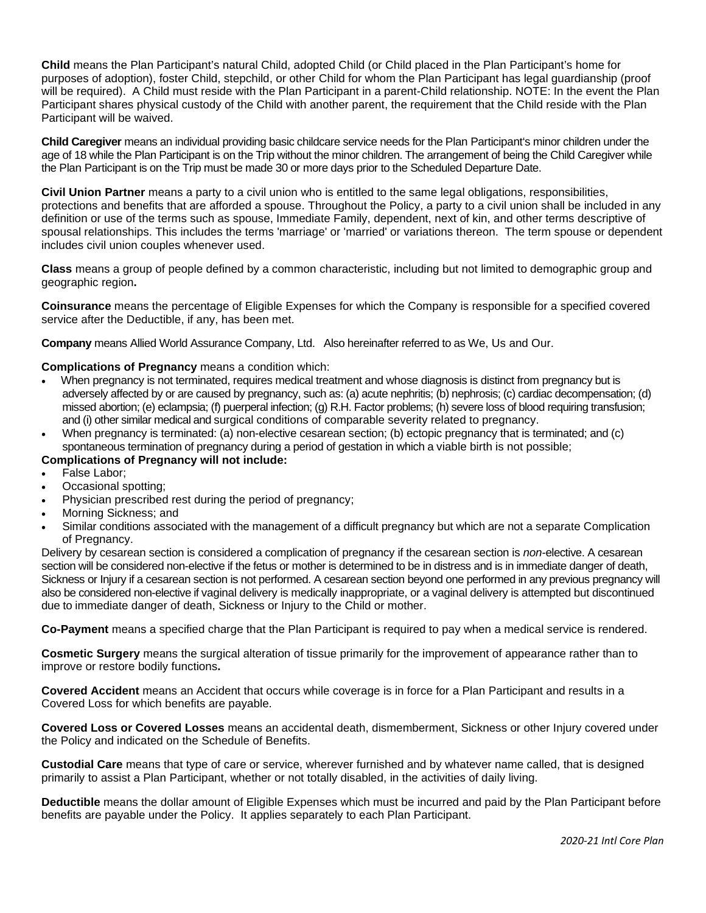**Child** means the Plan Participant's natural Child, adopted Child (or Child placed in the Plan Participant's home for purposes of adoption), foster Child, stepchild, or other Child for whom the Plan Participant has legal guardianship (proof will be required). A Child must reside with the Plan Participant in a parent-Child relationship. NOTE: In the event the Plan Participant shares physical custody of the Child with another parent, the requirement that the Child reside with the Plan Participant will be waived.

**Child Caregiver** means an individual providing basic childcare service needs for the Plan Participant's minor children under the age of 18 while the Plan Participant is on the Trip without the minor children. The arrangement of being the Child Caregiver while the Plan Participant is on the Trip must be made 30 or more days prior to the Scheduled Departure Date.

**Civil Union Partner** means a party to a civil union who is entitled to the same legal obligations, responsibilities, protections and benefits that are afforded a spouse. Throughout the Policy, a party to a civil union shall be included in any definition or use of the terms such as spouse, Immediate Family, dependent, next of kin, and other terms descriptive of spousal relationships. This includes the terms 'marriage' or 'married' or variations thereon. The term spouse or dependent includes civil union couples whenever used.

**Class** means a group of people defined by a common characteristic, including but not limited to demographic group and geographic region**.**

**Coinsurance** means the percentage of Eligible Expenses for which the Company is responsible for a specified covered service after the Deductible, if any, has been met.

**Company** means Allied World Assurance Company, Ltd. Also hereinafter referred to as We, Us and Our.

**Complications of Pregnancy** means a condition which:

- When pregnancy is not terminated, requires medical treatment and whose diagnosis is distinct from pregnancy but is adversely affected by or are caused by pregnancy, such as: (a) acute nephritis; (b) nephrosis; (c) cardiac decompensation; (d) missed abortion; (e) eclampsia; (f) puerperal infection; (g) R.H. Factor problems; (h) severe loss of blood requiring transfusion; and (i) other similar medical and surgical conditions of comparable severity related to pregnancy.
- When pregnancy is terminated: (a) non-elective cesarean section; (b) ectopic pregnancy that is terminated; and (c) spontaneous termination of pregnancy during a period of gestation in which a viable birth is not possible;

**Complications of Pregnancy will not include:**

- False Labor;
- Occasional spotting;
- Physician prescribed rest during the period of pregnancy;
- Morning Sickness; and
- Similar conditions associated with the management of a difficult pregnancy but which are not a separate Complication of Pregnancy.

Delivery by cesarean section is considered a complication of pregnancy if the cesarean section is *non*-elective. A cesarean section will be considered non-elective if the fetus or mother is determined to be in distress and is in immediate danger of death, Sickness or Injury if a cesarean section is not performed. A cesarean section beyond one performed in any previous pregnancy will also be considered non-elective if vaginal delivery is medically inappropriate, or a vaginal delivery is attempted but discontinued due to immediate danger of death, Sickness or Injury to the Child or mother.

**Co-Payment** means a specified charge that the Plan Participant is required to pay when a medical service is rendered.

**Cosmetic Surgery** means the surgical alteration of tissue primarily for the improvement of appearance rather than to improve or restore bodily functions**.**

**Covered Accident** means an Accident that occurs while coverage is in force for a Plan Participant and results in a Covered Loss for which benefits are payable.

**Covered Loss or Covered Losses** means an accidental death, dismemberment, Sickness or other Injury covered under the Policy and indicated on the Schedule of Benefits.

**Custodial Care** means that type of care or service, wherever furnished and by whatever name called, that is designed primarily to assist a Plan Participant, whether or not totally disabled, in the activities of daily living.

**Deductible** means the dollar amount of Eligible Expenses which must be incurred and paid by the Plan Participant before benefits are payable under the Policy. It applies separately to each Plan Participant.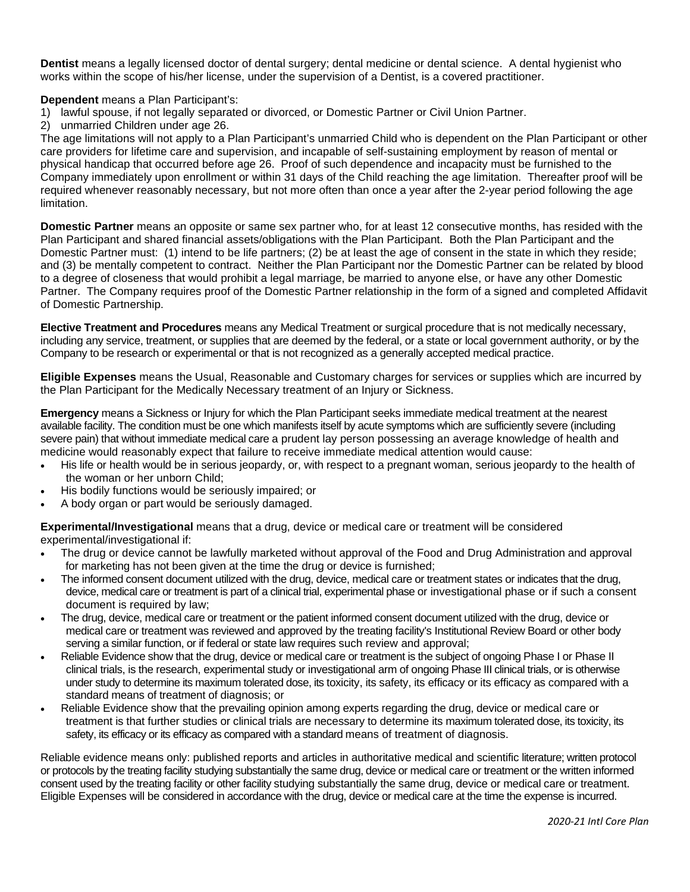**Dentist** means a legally licensed doctor of dental surgery; dental medicine or dental science. A dental hygienist who works within the scope of his/her license, under the supervision of a Dentist, is a covered practitioner.

**Dependent** means a Plan Participant's:

1) lawful spouse, if not legally separated or divorced, or Domestic Partner or Civil Union Partner.
2) unmarried Children under age 26.

The age limitations will not apply to a Plan Participant's unmarried Child who is dependent on the Plan Participant or other care providers for lifetime care and supervision, and incapable of self-sustaining employment by reason of mental or physical handicap that occurred before age 26. Proof of such dependence and incapacity must be furnished to the Company immediately upon enrollment or within 31 days of the Child reaching the age limitation. Thereafter proof will be required whenever reasonably necessary, but not more often than once a year after the 2-year period following the age limitation.

**Domestic Partner** means an opposite or same sex partner who, for at least 12 consecutive months, has resided with the Plan Participant and shared financial assets/obligations with the Plan Participant. Both the Plan Participant and the Domestic Partner must: (1) intend to be life partners; (2) be at least the age of consent in the state in which they reside; and (3) be mentally competent to contract. Neither the Plan Participant nor the Domestic Partner can be related by blood to a degree of closeness that would prohibit a legal marriage, be married to anyone else, or have any other Domestic Partner. The Company requires proof of the Domestic Partner relationship in the form of a signed and completed Affidavit of Domestic Partnership.

**Elective Treatment and Procedures** means any Medical Treatment or surgical procedure that is not medically necessary, including any service, treatment, or supplies that are deemed by the federal, or a state or local government authority, or by the Company to be research or experimental or that is not recognized as a generally accepted medical practice.

**Eligible Expenses** means the Usual, Reasonable and Customary charges for services or supplies which are incurred by the Plan Participant for the Medically Necessary treatment of an Injury or Sickness.

**Emergency** means a Sickness or Injury for which the Plan Participant seeks immediate medical treatment at the nearest available facility. The condition must be one which manifests itself by acute symptoms which are sufficiently severe (including severe pain) that without immediate medical care a prudent lay person possessing an average knowledge of health and medicine would reasonably expect that failure to receive immediate medical attention would cause:

- His life or health would be in serious jeopardy, or, with respect to a pregnant woman, serious jeopardy to the health of the woman or her unborn Child;
- His bodily functions would be seriously impaired; or
- A body organ or part would be seriously damaged.

**Experimental/Investigational** means that a drug, device or medical care or treatment will be considered experimental/investigational if:

- The drug or device cannot be lawfully marketed without approval of the Food and Drug Administration and approval for marketing has not been given at the time the drug or device is furnished;
- The informed consent document utilized with the drug, device, medical care or treatment states or indicates that the drug, device, medical care or treatment is part of a clinical trial, experimental phase or investigational phase or if such a consent document is required by law;
- The drug, device, medical care or treatment or the patient informed consent document utilized with the drug, device or medical care or treatment was reviewed and approved by the treating facility's Institutional Review Board or other body serving a similar function, or if federal or state law requires such review and approval;
- Reliable Evidence show that the drug, device or medical care or treatment is the subject of ongoing Phase I or Phase II clinical trials, is the research, experimental study or investigational arm of ongoing Phase III clinical trials, or is otherwise under study to determine its maximum tolerated dose, its toxicity, its safety, its efficacy or its efficacy as compared with a standard means of treatment of diagnosis; or
- Reliable Evidence show that the prevailing opinion among experts regarding the drug, device or medical care or treatment is that further studies or clinical trials are necessary to determine its maximum tolerated dose, its toxicity, its safety, its efficacy or its efficacy as compared with a standard means of treatment of diagnosis.

Reliable evidence means only: published reports and articles in authoritative medical and scientific literature; written protocol or protocols by the treating facility studying substantially the same drug, device or medical care or treatment or the written informed consent used by the treating facility or other facility studying substantially the same drug, device or medical care or treatment. Eligible Expenses will be considered in accordance with the drug, device or medical care at the time the expense is incurred.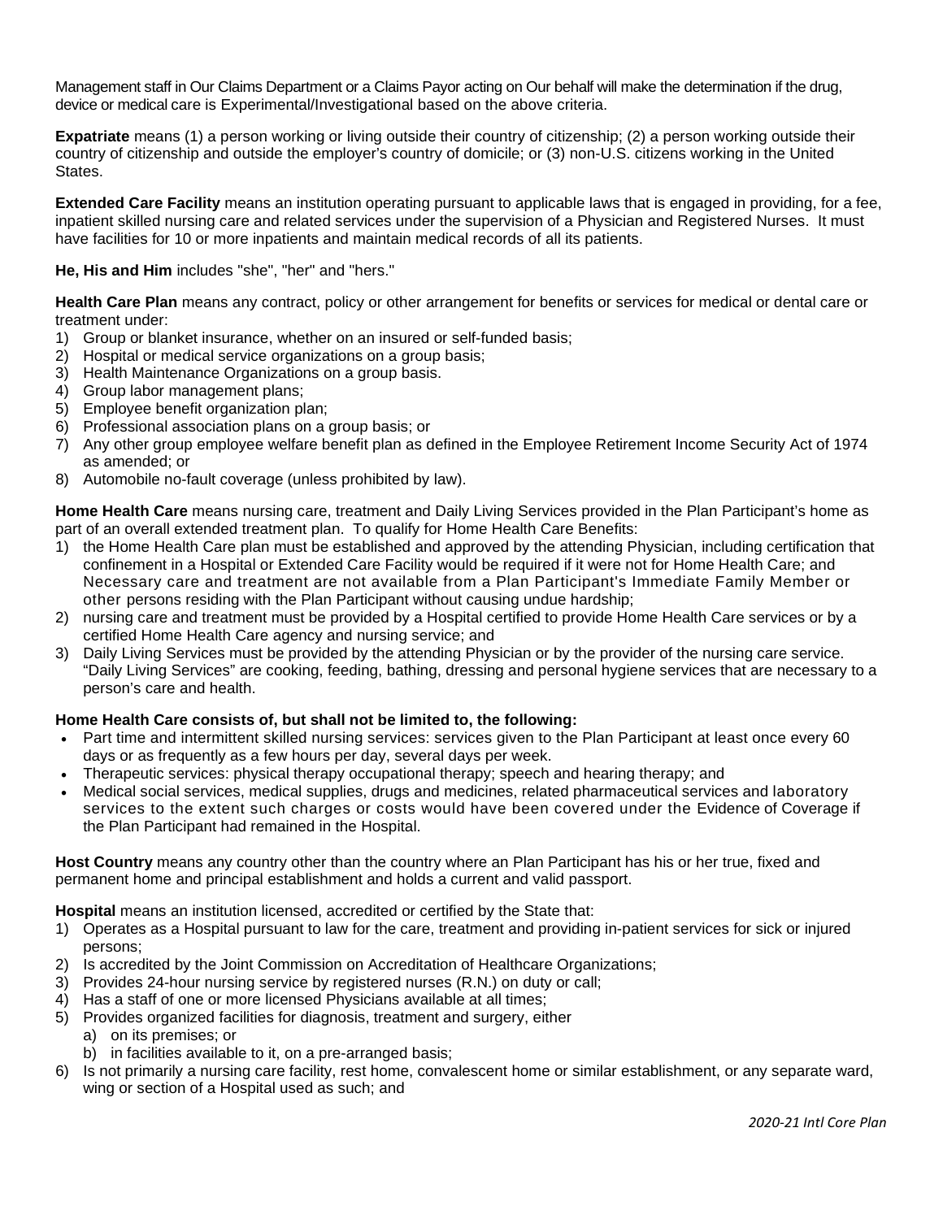Management staff in Our Claims Department or a Claims Payor acting on Our behalf will make the determination if the drug, device or medical care is Experimental/Investigational based on the above criteria.

**Expatriate** means (1) a person working or living outside their country of citizenship; (2) a person working outside their country of citizenship and outside the employer's country of domicile; or (3) non-U.S. citizens working in the United States.

**Extended Care Facility** means an institution operating pursuant to applicable laws that is engaged in providing, for a fee, inpatient skilled nursing care and related services under the supervision of a Physician and Registered Nurses. It must have facilities for 10 or more inpatients and maintain medical records of all its patients.

**He, His and Him** includes "she", "her" and "hers."

**Health Care Plan** means any contract, policy or other arrangement for benefits or services for medical or dental care or treatment under:

1) Group or blanket insurance, whether on an insured or self-funded basis;
2) Hospital or medical service organizations on a group basis;
3) Health Maintenance Organizations on a group basis.
4) Group labor management plans;
5) Employee benefit organization plan;
6) Professional association plans on a group basis; or
7) Any other group employee welfare benefit plan as defined in the Employee Retirement Income Security Act of 1974 as amended; or
8) Automobile no-fault coverage (unless prohibited by law).

**Home Health Care** means nursing care, treatment and Daily Living Services provided in the Plan Participant's home as part of an overall extended treatment plan. To qualify for Home Health Care Benefits:

1) the Home Health Care plan must be established and approved by the attending Physician, including certification that confinement in a Hospital or Extended Care Facility would be required if it were not for Home Health Care; and Necessary care and treatment are not available from a Plan Participant's Immediate Family Member or other persons residing with the Plan Participant without causing undue hardship;
2) nursing care and treatment must be provided by a Hospital certified to provide Home Health Care services or by a certified Home Health Care agency and nursing service; and
3) Daily Living Services must be provided by the attending Physician or by the provider of the nursing care service. "Daily Living Services" are cooking, feeding, bathing, dressing and personal hygiene services that are necessary to a person's care and health.

**Home Health Care consists of, but shall not be limited to, the following:**

- Part time and intermittent skilled nursing services: services given to the Plan Participant at least once every 60 days or as frequently as a few hours per day, several days per week.
- Therapeutic services: physical therapy occupational therapy; speech and hearing therapy; and
- Medical social services, medical supplies, drugs and medicines, related pharmaceutical services and laboratory services to the extent such charges or costs would have been covered under the Evidence of Coverage if the Plan Participant had remained in the Hospital.

**Host Country** means any country other than the country where an Plan Participant has his or her true, fixed and permanent home and principal establishment and holds a current and valid passport.

**Hospital** means an institution licensed, accredited or certified by the State that:

1) Operates as a Hospital pursuant to law for the care, treatment and providing in-patient services for sick or injured persons;
2) Is accredited by the Joint Commission on Accreditation of Healthcare Organizations;
3) Provides 24-hour nursing service by registered nurses (R.N.) on duty or call;
4) Has a staff of one or more licensed Physicians available at all times;
5) Provides organized facilities for diagnosis, treatment and surgery, either
   a) on its premises; or
   b) in facilities available to it, on a pre-arranged basis;
6) Is not primarily a nursing care facility, rest home, convalescent home or similar establishment, or any separate ward, wing or section of a Hospital used as such; and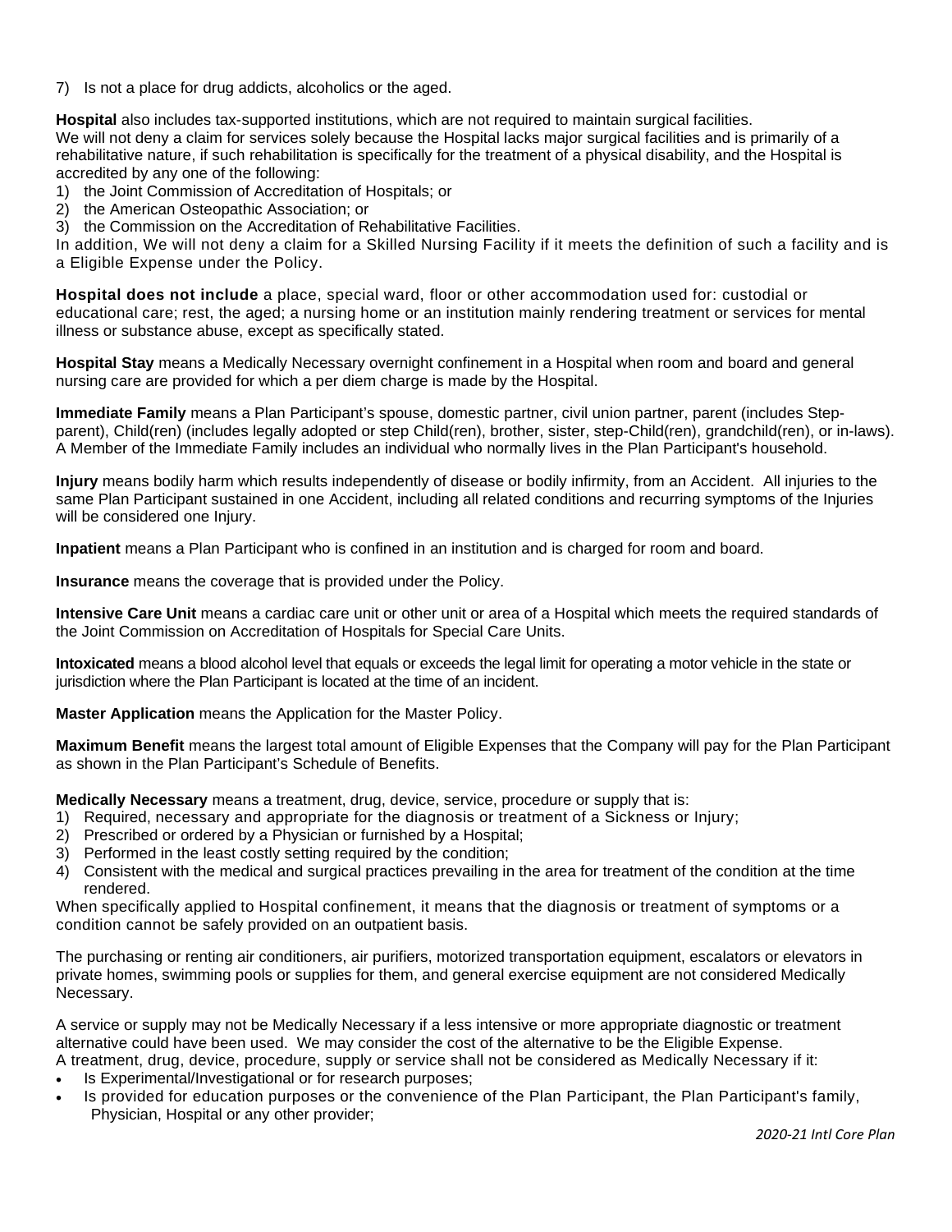7) Is not a place for drug addicts, alcoholics or the aged.

**Hospital** also includes tax-supported institutions, which are not required to maintain surgical facilities.
We will not deny a claim for services solely because the Hospital lacks major surgical facilities and is primarily of a rehabilitative nature, if such rehabilitation is specifically for the treatment of a physical disability, and the Hospital is accredited by any one of the following:

1) the Joint Commission of Accreditation of Hospitals; or
2) the American Osteopathic Association; or
3) the Commission on the Accreditation of Rehabilitative Facilities.

In addition, We will not deny a claim for a Skilled Nursing Facility if it meets the definition of such a facility and is a Eligible Expense under the Policy.

**Hospital does not include** a place, special ward, floor or other accommodation used for: custodial or educational care; rest, the aged; a nursing home or an institution mainly rendering treatment or services for mental illness or substance abuse, except as specifically stated.

**Hospital Stay** means a Medically Necessary overnight confinement in a Hospital when room and board and general nursing care are provided for which a per diem charge is made by the Hospital.

**Immediate Family** means a Plan Participant's spouse, domestic partner, civil union partner, parent (includes Step-parent), Child(ren) (includes legally adopted or step Child(ren), brother, sister, step-Child(ren), grandchild(ren), or in-laws). A Member of the Immediate Family includes an individual who normally lives in the Plan Participant's household.

**Injury** means bodily harm which results independently of disease or bodily infirmity, from an Accident. All injuries to the same Plan Participant sustained in one Accident, including all related conditions and recurring symptoms of the Injuries will be considered one Injury.

**Inpatient** means a Plan Participant who is confined in an institution and is charged for room and board.

**Insurance** means the coverage that is provided under the Policy.

**Intensive Care Unit** means a cardiac care unit or other unit or area of a Hospital which meets the required standards of the Joint Commission on Accreditation of Hospitals for Special Care Units.

**Intoxicated** means a blood alcohol level that equals or exceeds the legal limit for operating a motor vehicle in the state or jurisdiction where the Plan Participant is located at the time of an incident.

**Master Application** means the Application for the Master Policy.

**Maximum Benefit** means the largest total amount of Eligible Expenses that the Company will pay for the Plan Participant as shown in the Plan Participant's Schedule of Benefits.

**Medically Necessary** means a treatment, drug, device, service, procedure or supply that is:

1) Required, necessary and appropriate for the diagnosis or treatment of a Sickness or Injury;
2) Prescribed or ordered by a Physician or furnished by a Hospital;
3) Performed in the least costly setting required by the condition;
4) Consistent with the medical and surgical practices prevailing in the area for treatment of the condition at the time rendered.

When specifically applied to Hospital confinement, it means that the diagnosis or treatment of symptoms or a condition cannot be safely provided on an outpatient basis.

The purchasing or renting air conditioners, air purifiers, motorized transportation equipment, escalators or elevators in private homes, swimming pools or supplies for them, and general exercise equipment are not considered Medically Necessary.

A service or supply may not be Medically Necessary if a less intensive or more appropriate diagnostic or treatment alternative could have been used. We may consider the cost of the alternative to be the Eligible Expense.
A treatment, drug, device, procedure, supply or service shall not be considered as Medically Necessary if it:

- Is Experimental/Investigational or for research purposes;
- Is provided for education purposes or the convenience of the Plan Participant, the Plan Participant's family, Physician, Hospital or any other provider;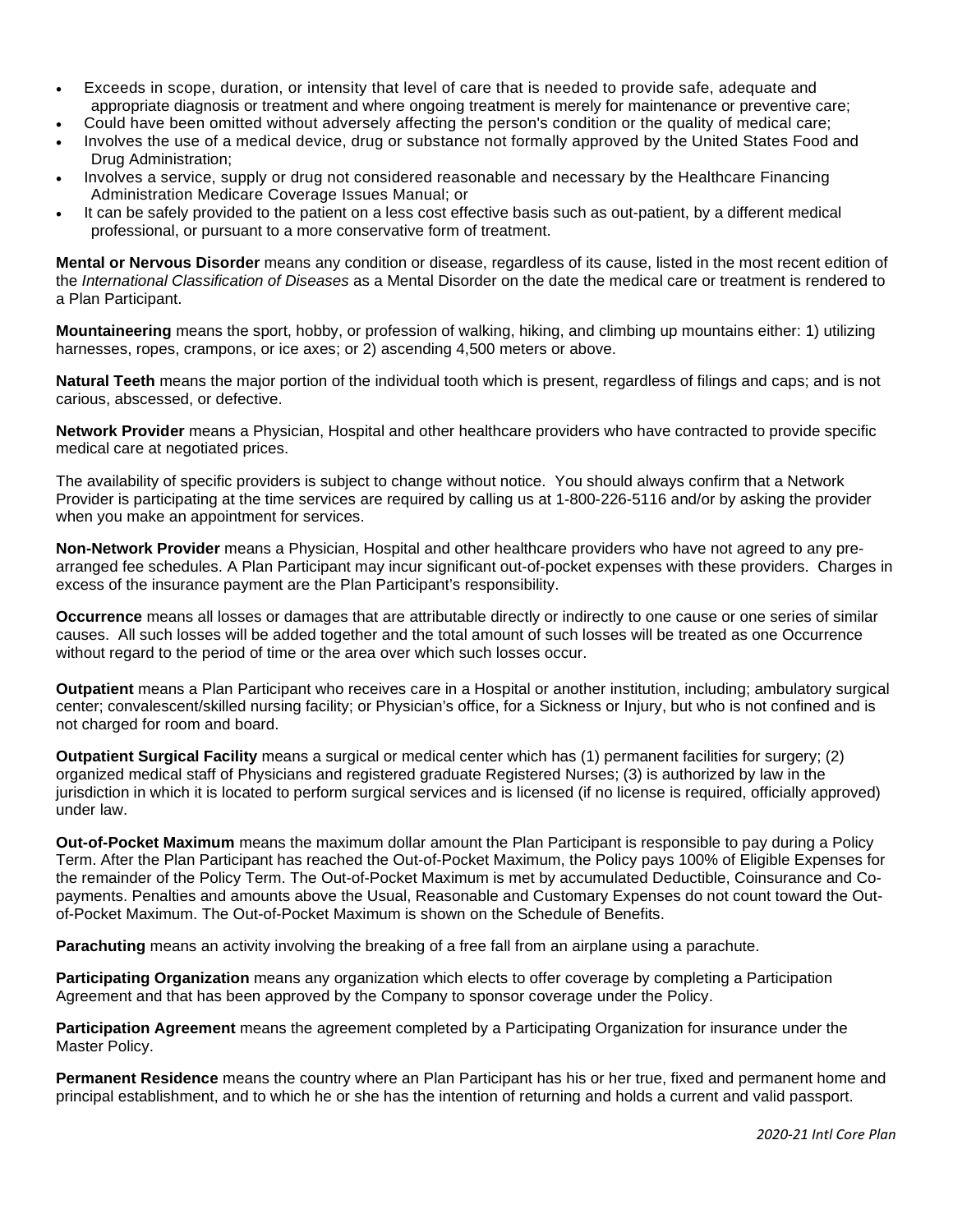- Exceeds in scope, duration, or intensity that level of care that is needed to provide safe, adequate and appropriate diagnosis or treatment and where ongoing treatment is merely for maintenance or preventive care;
- Could have been omitted without adversely affecting the person's condition or the quality of medical care;
- Involves the use of a medical device, drug or substance not formally approved by the United States Food and Drug Administration;
- Involves a service, supply or drug not considered reasonable and necessary by the Healthcare Financing Administration Medicare Coverage Issues Manual; or
- It can be safely provided to the patient on a less cost effective basis such as out-patient, by a different medical professional, or pursuant to a more conservative form of treatment.

**Mental or Nervous Disorder** means any condition or disease, regardless of its cause, listed in the most recent edition of the *International Classification of Diseases* as a Mental Disorder on the date the medical care or treatment is rendered to a Plan Participant.

**Mountaineering** means the sport, hobby, or profession of walking, hiking, and climbing up mountains either: 1) utilizing harnesses, ropes, crampons, or ice axes; or 2) ascending 4,500 meters or above.

**Natural Teeth** means the major portion of the individual tooth which is present, regardless of filings and caps; and is not carious, abscessed, or defective.

**Network Provider** means a Physician, Hospital and other healthcare providers who have contracted to provide specific medical care at negotiated prices.

The availability of specific providers is subject to change without notice. You should always confirm that a Network Provider is participating at the time services are required by calling us at 1-800-226-5116 and/or by asking the provider when you make an appointment for services.

**Non-Network Provider** means a Physician, Hospital and other healthcare providers who have not agreed to any pre-arranged fee schedules. A Plan Participant may incur significant out-of-pocket expenses with these providers. Charges in excess of the insurance payment are the Plan Participant's responsibility.

**Occurrence** means all losses or damages that are attributable directly or indirectly to one cause or one series of similar causes. All such losses will be added together and the total amount of such losses will be treated as one Occurrence without regard to the period of time or the area over which such losses occur.

**Outpatient** means a Plan Participant who receives care in a Hospital or another institution, including; ambulatory surgical center; convalescent/skilled nursing facility; or Physician's office, for a Sickness or Injury, but who is not confined and is not charged for room and board.

**Outpatient Surgical Facility** means a surgical or medical center which has (1) permanent facilities for surgery; (2) organized medical staff of Physicians and registered graduate Registered Nurses; (3) is authorized by law in the jurisdiction in which it is located to perform surgical services and is licensed (if no license is required, officially approved) under law.

**Out-of-Pocket Maximum** means the maximum dollar amount the Plan Participant is responsible to pay during a Policy Term. After the Plan Participant has reached the Out-of-Pocket Maximum, the Policy pays 100% of Eligible Expenses for the remainder of the Policy Term. The Out-of-Pocket Maximum is met by accumulated Deductible, Coinsurance and Co-payments. Penalties and amounts above the Usual, Reasonable and Customary Expenses do not count toward the Out-of-Pocket Maximum. The Out-of-Pocket Maximum is shown on the Schedule of Benefits.

**Parachuting** means an activity involving the breaking of a free fall from an airplane using a parachute.

**Participating Organization** means any organization which elects to offer coverage by completing a Participation Agreement and that has been approved by the Company to sponsor coverage under the Policy.

**Participation Agreement** means the agreement completed by a Participating Organization for insurance under the Master Policy.

**Permanent Residence** means the country where an Plan Participant has his or her true, fixed and permanent home and principal establishment, and to which he or she has the intention of returning and holds a current and valid passport.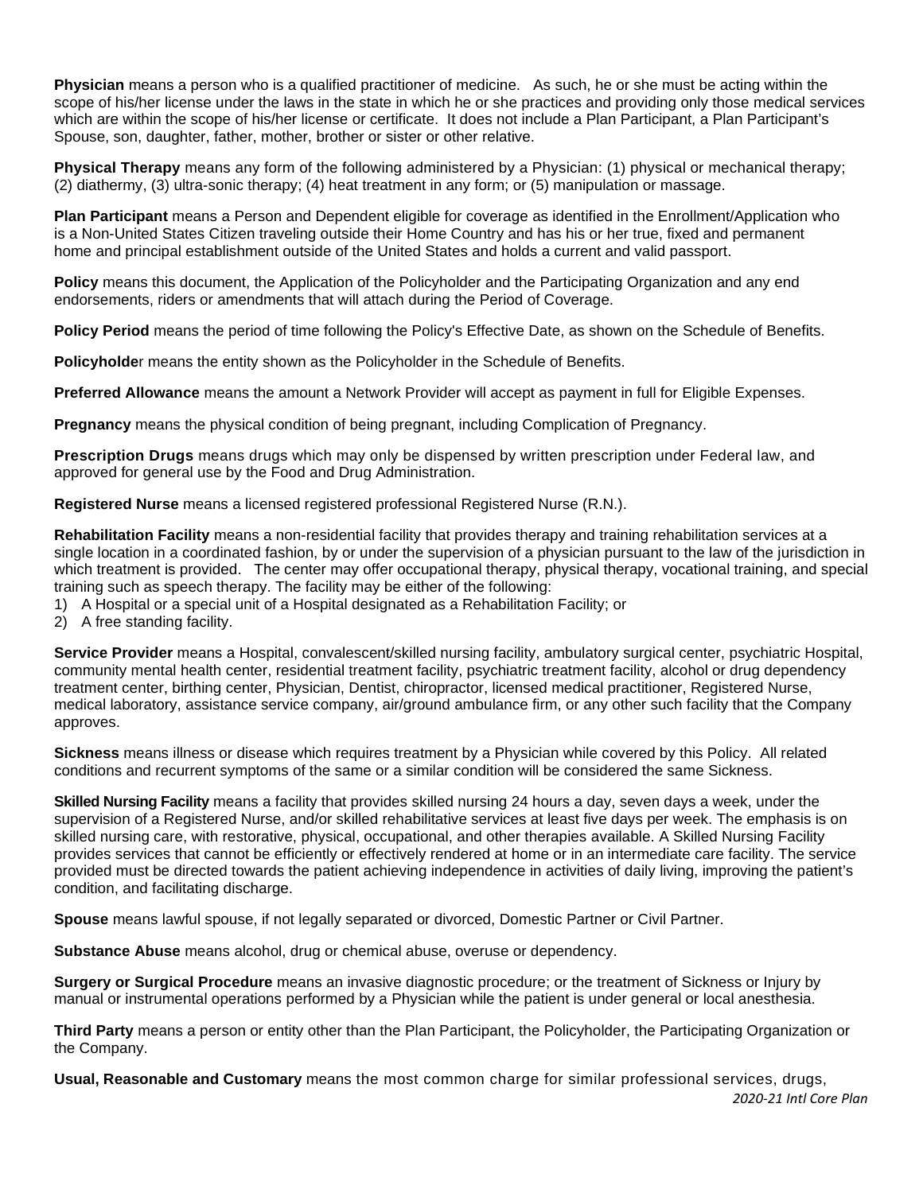**Physician** means a person who is a qualified practitioner of medicine. As such, he or she must be acting within the scope of his/her license under the laws in the state in which he or she practices and providing only those medical services which are within the scope of his/her license or certificate. It does not include a Plan Participant, a Plan Participant's Spouse, son, daughter, father, mother, brother or sister or other relative.

**Physical Therapy** means any form of the following administered by a Physician: (1) physical or mechanical therapy; (2) diathermy, (3) ultra-sonic therapy; (4) heat treatment in any form; or (5) manipulation or massage.

**Plan Participant** means a Person and Dependent eligible for coverage as identified in the Enrollment/Application who is a Non-United States Citizen traveling outside their Home Country and has his or her true, fixed and permanent home and principal establishment outside of the United States and holds a current and valid passport.

**Policy** means this document, the Application of the Policyholder and the Participating Organization and any end endorsements, riders or amendments that will attach during the Period of Coverage.

**Policy Period** means the period of time following the Policy's Effective Date, as shown on the Schedule of Benefits.

**Policyholde**r means the entity shown as the Policyholder in the Schedule of Benefits.

**Preferred Allowance** means the amount a Network Provider will accept as payment in full for Eligible Expenses.

**Pregnancy** means the physical condition of being pregnant, including Complication of Pregnancy.

**Prescription Drugs** means drugs which may only be dispensed by written prescription under Federal law, and approved for general use by the Food and Drug Administration.

**Registered Nurse** means a licensed registered professional Registered Nurse (R.N.).

**Rehabilitation Facility** means a non-residential facility that provides therapy and training rehabilitation services at a single location in a coordinated fashion, by or under the supervision of a physician pursuant to the law of the jurisdiction in which treatment is provided. The center may offer occupational therapy, physical therapy, vocational training, and special training such as speech therapy. The facility may be either of the following:

1) A Hospital or a special unit of a Hospital designated as a Rehabilitation Facility; or
2) A free standing facility.

**Service Provider** means a Hospital, convalescent/skilled nursing facility, ambulatory surgical center, psychiatric Hospital, community mental health center, residential treatment facility, psychiatric treatment facility, alcohol or drug dependency treatment center, birthing center, Physician, Dentist, chiropractor, licensed medical practitioner, Registered Nurse, medical laboratory, assistance service company, air/ground ambulance firm, or any other such facility that the Company approves.

**Sickness** means illness or disease which requires treatment by a Physician while covered by this Policy. All related conditions and recurrent symptoms of the same or a similar condition will be considered the same Sickness.

**Skilled Nursing Facility** means a facility that provides skilled nursing 24 hours a day, seven days a week, under the supervision of a Registered Nurse, and/or skilled rehabilitative services at least five days per week. The emphasis is on skilled nursing care, with restorative, physical, occupational, and other therapies available. A Skilled Nursing Facility provides services that cannot be efficiently or effectively rendered at home or in an intermediate care facility. The service provided must be directed towards the patient achieving independence in activities of daily living, improving the patient's condition, and facilitating discharge.

**Spouse** means lawful spouse, if not legally separated or divorced, Domestic Partner or Civil Partner.

**Substance Abuse** means alcohol, drug or chemical abuse, overuse or dependency.

**Surgery or Surgical Procedure** means an invasive diagnostic procedure; or the treatment of Sickness or Injury by manual or instrumental operations performed by a Physician while the patient is under general or local anesthesia.

**Third Party** means a person or entity other than the Plan Participant, the Policyholder, the Participating Organization or the Company.

**Usual, Reasonable and Customary** means the most common charge for similar professional services, drugs,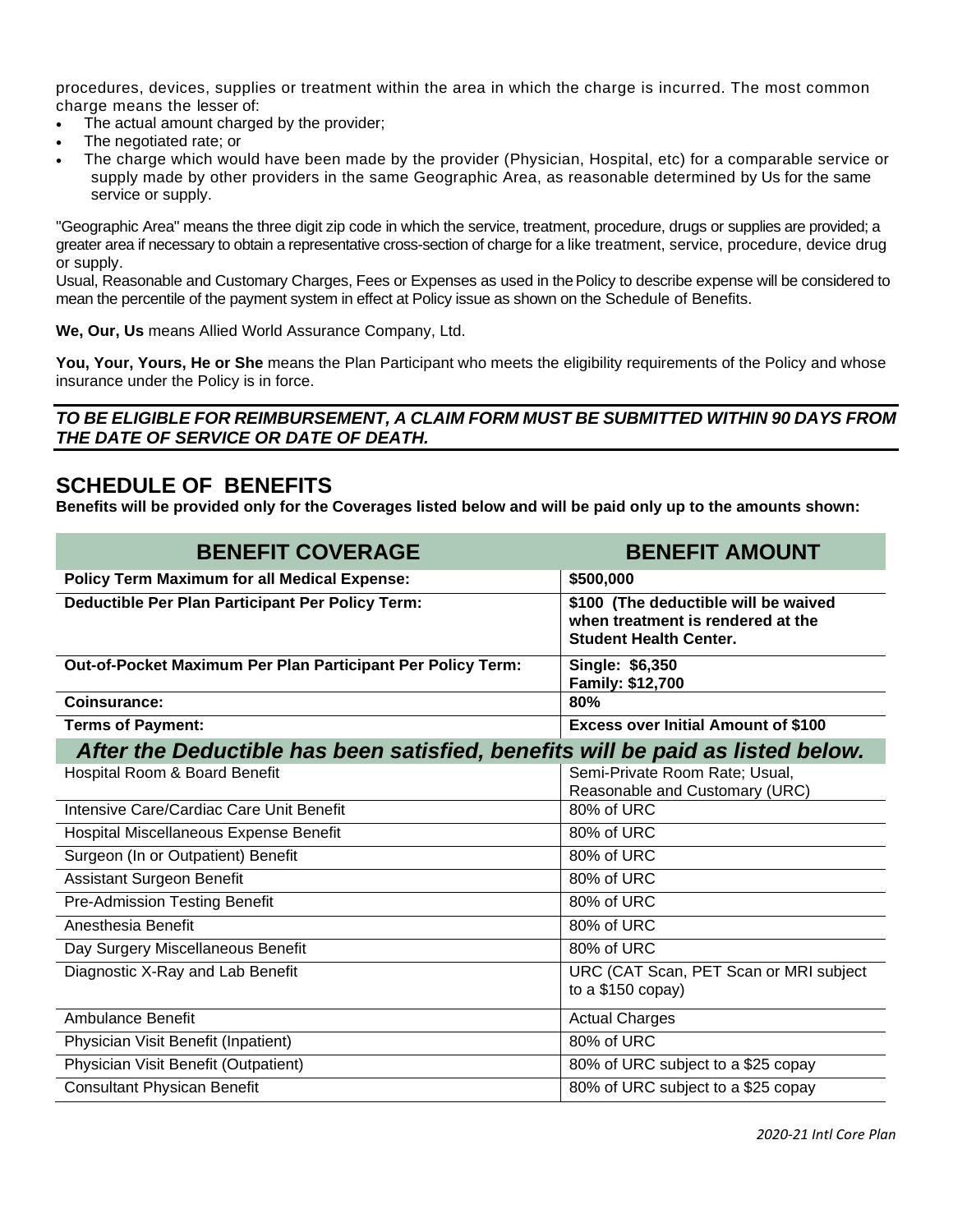procedures, devices, supplies or treatment within the area in which the charge is incurred. The most common charge means the lesser of:

- The actual amount charged by the provider;
- The negotiated rate; or
- The charge which would have been made by the provider (Physician, Hospital, etc) for a comparable service or supply made by other providers in the same Geographic Area, as reasonable determined by Us for the same service or supply.

"Geographic Area" means the three digit zip code in which the service, treatment, procedure, drugs or supplies are provided; a greater area if necessary to obtain a representative cross-section of charge for a like treatment, service, procedure, device drug or supply.

Usual, Reasonable and Customary Charges, Fees or Expenses as used in the Policy to describe expense will be considered to mean the percentile of the payment system in effect at Policy issue as shown on the Schedule of Benefits.

**We, Our, Us** means Allied World Assurance Company, Ltd.

**You, Your, Yours, He or She** means the Plan Participant who meets the eligibility requirements of the Policy and whose insurance under the Policy is in force.

***TO BE ELIGIBLE FOR REIMBURSEMENT, A CLAIM FORM MUST BE SUBMITTED WITHIN 90 DAYS FROM THE DATE OF SERVICE OR DATE OF DEATH.***

## SCHEDULE OF BENEFITS

**Benefits will be provided only for the Coverages listed below and will be paid only up to the amounts shown:**

| BENEFIT COVERAGE | BENEFIT AMOUNT |
|---|---|
| **Policy Term Maximum for all Medical Expense:** | **$500,000** |
| **Deductible Per Plan Participant Per Policy Term:** | **$100 (The deductible will be waived when treatment is rendered at the Student Health Center.** |
| **Out-of-Pocket Maximum Per Plan Participant Per Policy Term:** | **Single: $6,350**<br>**Family: $12,700** |
| **Coinsurance:** | **80%** |
| **Terms of Payment:** | **Excess over Initial Amount of $100** |
| ***After the Deductible has been satisfied, benefits will be paid as listed below.*** | |
| Hospital Room & Board Benefit | Semi-Private Room Rate; Usual, Reasonable and Customary (URC) |
| Intensive Care/Cardiac Care Unit Benefit | 80% of URC |
| Hospital Miscellaneous Expense Benefit | 80% of URC |
| Surgeon (In or Outpatient) Benefit | 80% of URC |
| Assistant Surgeon Benefit | 80% of URC |
| Pre-Admission Testing Benefit | 80% of URC |
| Anesthesia Benefit | 80% of URC |
| Day Surgery Miscellaneous Benefit | 80% of URC |
| Diagnostic X-Ray and Lab Benefit | URC (CAT Scan, PET Scan or MRI subject to a $150 copay) |
| Ambulance Benefit | Actual Charges |
| Physician Visit Benefit (Inpatient) | 80% of URC |
| Physician Visit Benefit (Outpatient) | 80% of URC subject to a $25 copay |
| Consultant Physican Benefit | 80% of URC subject to a $25 copay |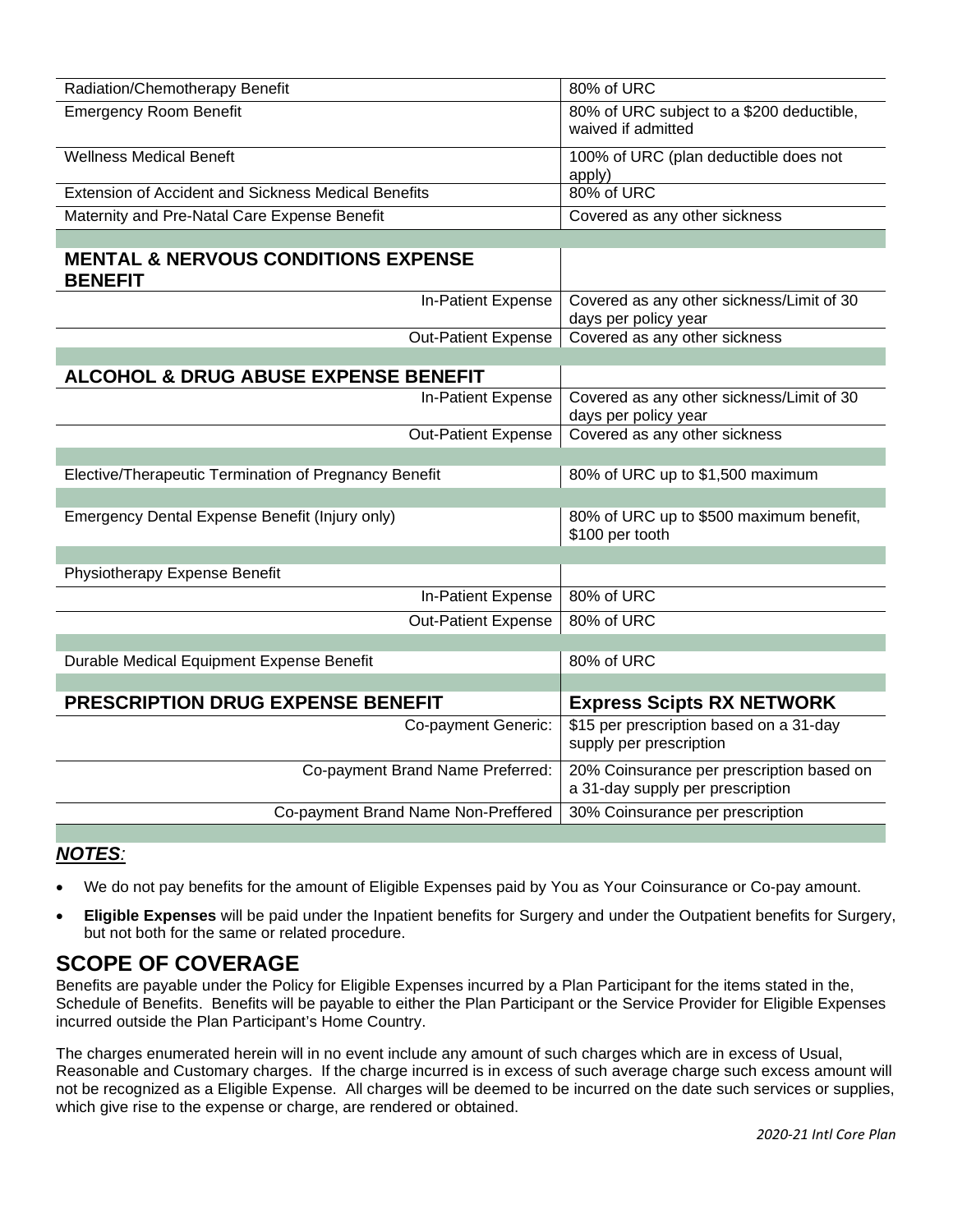| | |
|---|---|
| Radiation/Chemotherapy Benefit | 80% of URC |
| Emergency Room Benefit | 80% of URC subject to a $200 deductible, waived if admitted |
| Wellness Medical Beneft | 100% of URC (plan deductible does not apply) |
| Extension of Accident and Sickness Medical Benefits | 80% of URC |
| Maternity and Pre-Natal Care Expense Benefit | Covered as any other sickness |
| | |
| **MENTAL & NERVOUS CONDITIONS EXPENSE BENEFIT** | |
| In-Patient Expense | Covered as any other sickness/Limit of 30 days per policy year |
| Out-Patient Expense | Covered as any other sickness |
| | |
| **ALCOHOL & DRUG ABUSE EXPENSE BENEFIT** | |
| In-Patient Expense | Covered as any other sickness/Limit of 30 days per policy year |
| Out-Patient Expense | Covered as any other sickness |
| | |
| Elective/Therapeutic Termination of Pregnancy Benefit | 80% of URC up to $1,500 maximum |
| | |
| Emergency Dental Expense Benefit (Injury only) | 80% of URC up to $500 maximum benefit, $100 per tooth |
| | |
| Physiotherapy Expense Benefit | |
| In-Patient Expense | 80% of URC |
| Out-Patient Expense | 80% of URC |
| | |
| Durable Medical Equipment Expense Benefit | 80% of URC |
| | |
| **PRESCRIPTION DRUG EXPENSE BENEFIT** | **Express Scipts RX NETWORK** |
| Co-payment Generic: | $15 per prescription based on a 31-day supply per prescription |
| Co-payment Brand Name Preferred: | 20% Coinsurance per prescription based on a 31-day supply per prescription |
| Co-payment Brand Name Non-Preffered | 30% Coinsurance per prescription |

***NOTES:***

- We do not pay benefits for the amount of Eligible Expenses paid by You as Your Coinsurance or Co-pay amount.
- **Eligible Expenses** will be paid under the Inpatient benefits for Surgery and under the Outpatient benefits for Surgery, but not both for the same or related procedure.

## SCOPE OF COVERAGE

Benefits are payable under the Policy for Eligible Expenses incurred by a Plan Participant for the items stated in the, Schedule of Benefits. Benefits will be payable to either the Plan Participant or the Service Provider for Eligible Expenses incurred outside the Plan Participant's Home Country.

The charges enumerated herein will in no event include any amount of such charges which are in excess of Usual, Reasonable and Customary charges. If the charge incurred is in excess of such average charge such excess amount will not be recognized as a Eligible Expense. All charges will be deemed to be incurred on the date such services or supplies, which give rise to the expense or charge, are rendered or obtained.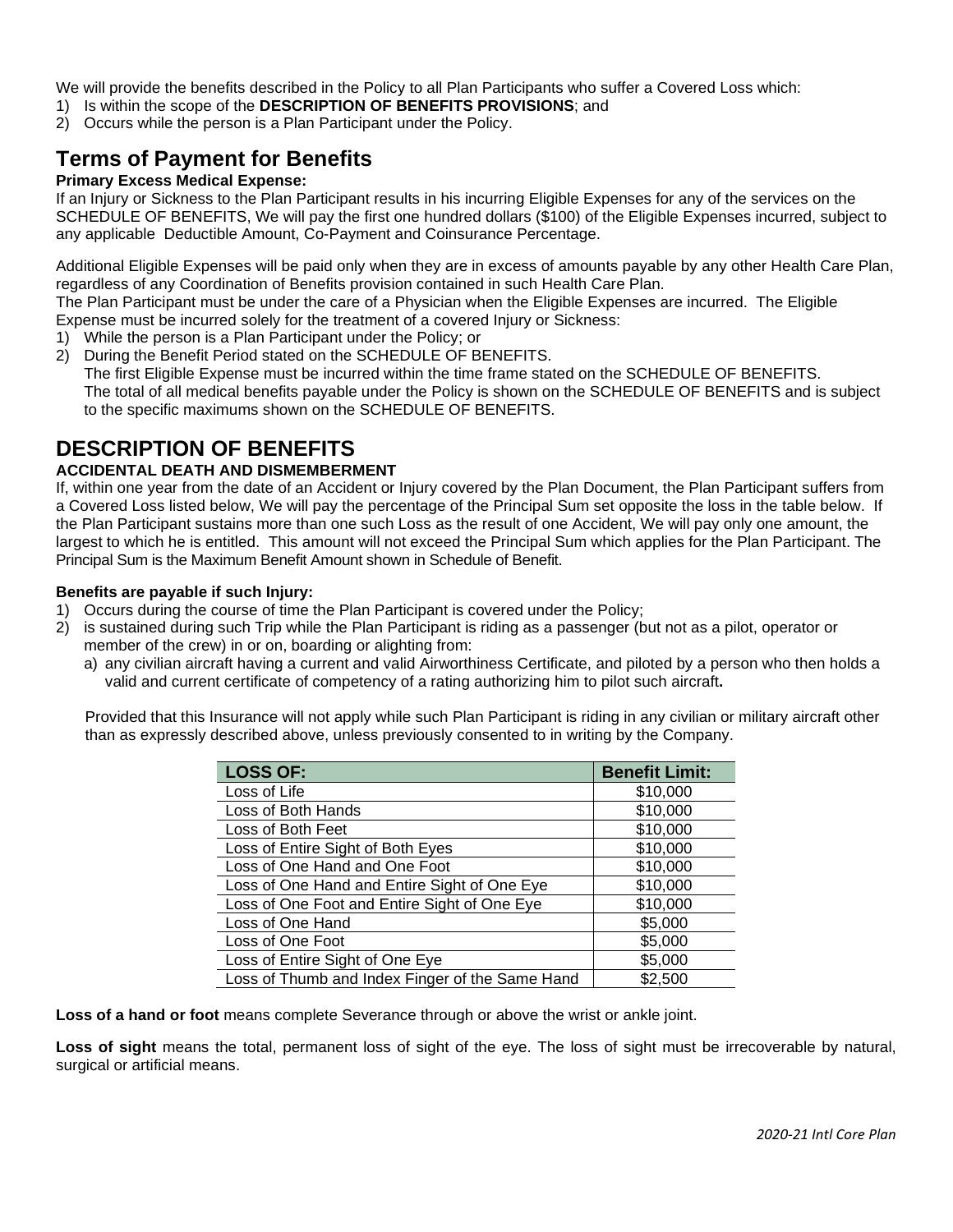We will provide the benefits described in the Policy to all Plan Participants who suffer a Covered Loss which:

1) Is within the scope of the **DESCRIPTION OF BENEFITS PROVISIONS**; and
2) Occurs while the person is a Plan Participant under the Policy.

# Terms of Payment for Benefits

**Primary Excess Medical Expense:**

If an Injury or Sickness to the Plan Participant results in his incurring Eligible Expenses for any of the services on the SCHEDULE OF BENEFITS, We will pay the first one hundred dollars ($100) of the Eligible Expenses incurred, subject to any applicable Deductible Amount, Co-Payment and Coinsurance Percentage.

Additional Eligible Expenses will be paid only when they are in excess of amounts payable by any other Health Care Plan, regardless of any Coordination of Benefits provision contained in such Health Care Plan.

The Plan Participant must be under the care of a Physician when the Eligible Expenses are incurred. The Eligible Expense must be incurred solely for the treatment of a covered Injury or Sickness:

1) While the person is a Plan Participant under the Policy; or
2) During the Benefit Period stated on the SCHEDULE OF BENEFITS.
   The first Eligible Expense must be incurred within the time frame stated on the SCHEDULE OF BENEFITS.
   The total of all medical benefits payable under the Policy is shown on the SCHEDULE OF BENEFITS and is subject to the specific maximums shown on the SCHEDULE OF BENEFITS.

# DESCRIPTION OF BENEFITS

**ACCIDENTAL DEATH AND DISMEMBERMENT**

If, within one year from the date of an Accident or Injury covered by the Plan Document, the Plan Participant suffers from a Covered Loss listed below, We will pay the percentage of the Principal Sum set opposite the loss in the table below. If the Plan Participant sustains more than one such Loss as the result of one Accident, We will pay only one amount, the largest to which he is entitled. This amount will not exceed the Principal Sum which applies for the Plan Participant. The Principal Sum is the Maximum Benefit Amount shown in Schedule of Benefit.

**Benefits are payable if such Injury:**

1) Occurs during the course of time the Plan Participant is covered under the Policy;
2) is sustained during such Trip while the Plan Participant is riding as a passenger (but not as a pilot, operator or member of the crew) in or on, boarding or alighting from:
   a) any civilian aircraft having a current and valid Airworthiness Certificate, and piloted by a person who then holds a valid and current certificate of competency of a rating authorizing him to pilot such aircraft**.**

   Provided that this Insurance will not apply while such Plan Participant is riding in any civilian or military aircraft other than as expressly described above, unless previously consented to in writing by the Company.

| LOSS OF: | Benefit Limit: |
|---|---|
| Loss of Life | $10,000 |
| Loss of Both Hands | $10,000 |
| Loss of Both Feet | $10,000 |
| Loss of Entire Sight of Both Eyes | $10,000 |
| Loss of One Hand and One Foot | $10,000 |
| Loss of One Hand and Entire Sight of One Eye | $10,000 |
| Loss of One Foot and Entire Sight of One Eye | $10,000 |
| Loss of One Hand | $5,000 |
| Loss of One Foot | $5,000 |
| Loss of Entire Sight of One Eye | $5,000 |
| Loss of Thumb and Index Finger of the Same Hand | $2,500 |

**Loss of a hand or foot** means complete Severance through or above the wrist or ankle joint.

**Loss of sight** means the total, permanent loss of sight of the eye. The loss of sight must be irrecoverable by natural, surgical or artificial means.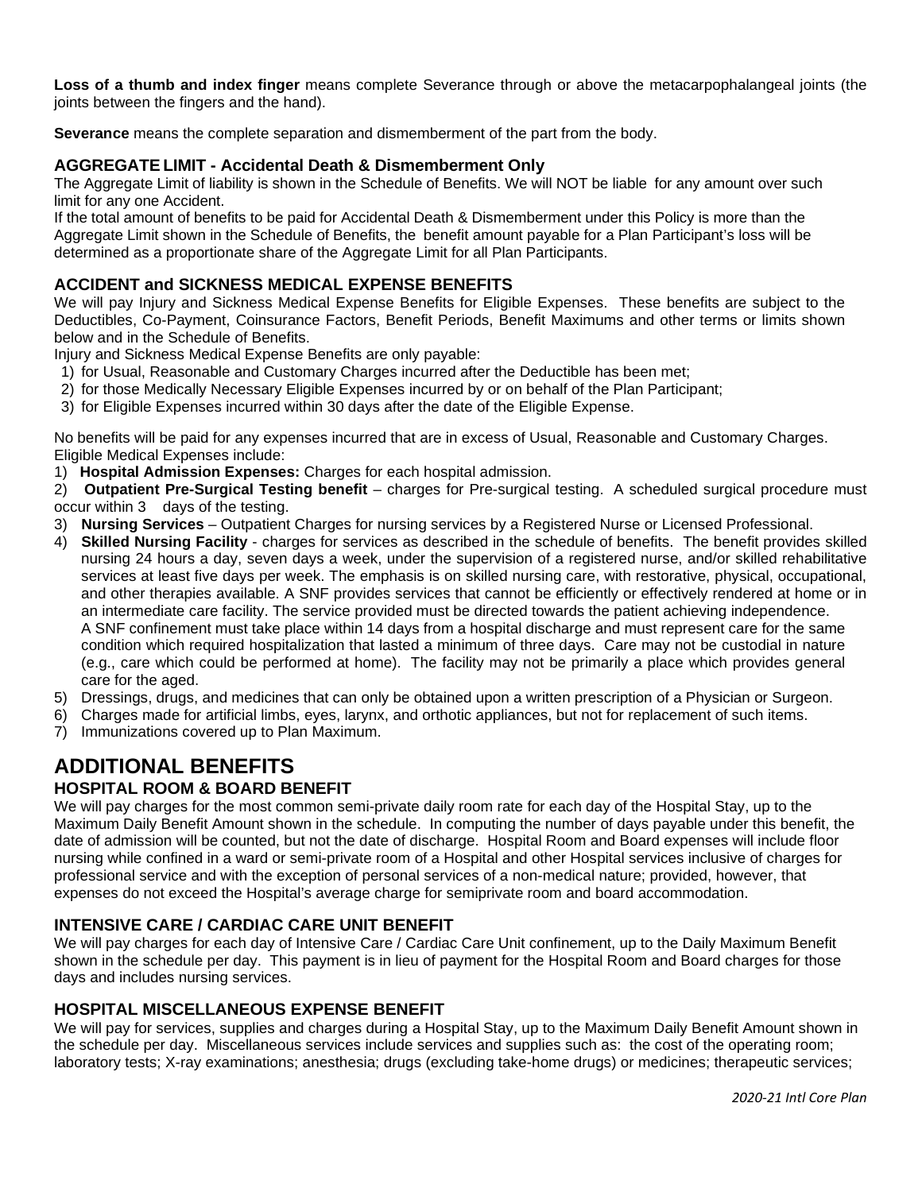**Loss of a thumb and index finger** means complete Severance through or above the metacarpophalangeal joints (the joints between the fingers and the hand).

**Severance** means the complete separation and dismemberment of the part from the body.

### AGGREGATE LIMIT - Accidental Death & Dismemberment Only

The Aggregate Limit of liability is shown in the Schedule of Benefits. We will NOT be liable for any amount over such limit for any one Accident.

If the total amount of benefits to be paid for Accidental Death & Dismemberment under this Policy is more than the Aggregate Limit shown in the Schedule of Benefits, the benefit amount payable for a Plan Participant's loss will be determined as a proportionate share of the Aggregate Limit for all Plan Participants.

### ACCIDENT and SICKNESS MEDICAL EXPENSE BENEFITS

We will pay Injury and Sickness Medical Expense Benefits for Eligible Expenses. These benefits are subject to the Deductibles, Co-Payment, Coinsurance Factors, Benefit Periods, Benefit Maximums and other terms or limits shown below and in the Schedule of Benefits.

Injury and Sickness Medical Expense Benefits are only payable:

1) for Usual, Reasonable and Customary Charges incurred after the Deductible has been met;
2) for those Medically Necessary Eligible Expenses incurred by or on behalf of the Plan Participant;
3) for Eligible Expenses incurred within 30 days after the date of the Eligible Expense.

No benefits will be paid for any expenses incurred that are in excess of Usual, Reasonable and Customary Charges.

Eligible Medical Expenses include:

1) **Hospital Admission Expenses:** Charges for each hospital admission.
2) **Outpatient Pre-Surgical Testing benefit** – charges for Pre-surgical testing. A scheduled surgical procedure must occur within 3 days of the testing.
3) **Nursing Services** – Outpatient Charges for nursing services by a Registered Nurse or Licensed Professional.
4) **Skilled Nursing Facility** - charges for services as described in the schedule of benefits. The benefit provides skilled nursing 24 hours a day, seven days a week, under the supervision of a registered nurse, and/or skilled rehabilitative services at least five days per week. The emphasis is on skilled nursing care, with restorative, physical, occupational, and other therapies available. A SNF provides services that cannot be efficiently or effectively rendered at home or in an intermediate care facility. The service provided must be directed towards the patient achieving independence.
   A SNF confinement must take place within 14 days from a hospital discharge and must represent care for the same condition which required hospitalization that lasted a minimum of three days. Care may not be custodial in nature (e.g., care which could be performed at home). The facility may not be primarily a place which provides general care for the aged.
5) Dressings, drugs, and medicines that can only be obtained upon a written prescription of a Physician or Surgeon.
6) Charges made for artificial limbs, eyes, larynx, and orthotic appliances, but not for replacement of such items.
7) Immunizations covered up to Plan Maximum.

## ADDITIONAL BENEFITS

### HOSPITAL ROOM & BOARD BENEFIT

We will pay charges for the most common semi-private daily room rate for each day of the Hospital Stay, up to the Maximum Daily Benefit Amount shown in the schedule. In computing the number of days payable under this benefit, the date of admission will be counted, but not the date of discharge. Hospital Room and Board expenses will include floor nursing while confined in a ward or semi-private room of a Hospital and other Hospital services inclusive of charges for professional service and with the exception of personal services of a non-medical nature; provided, however, that expenses do not exceed the Hospital's average charge for semiprivate room and board accommodation.

### INTENSIVE CARE / CARDIAC CARE UNIT BENEFIT

We will pay charges for each day of Intensive Care / Cardiac Care Unit confinement, up to the Daily Maximum Benefit shown in the schedule per day. This payment is in lieu of payment for the Hospital Room and Board charges for those days and includes nursing services.

### HOSPITAL MISCELLANEOUS EXPENSE BENEFIT

We will pay for services, supplies and charges during a Hospital Stay, up to the Maximum Daily Benefit Amount shown in the schedule per day. Miscellaneous services include services and supplies such as: the cost of the operating room; laboratory tests; X-ray examinations; anesthesia; drugs (excluding take-home drugs) or medicines; therapeutic services;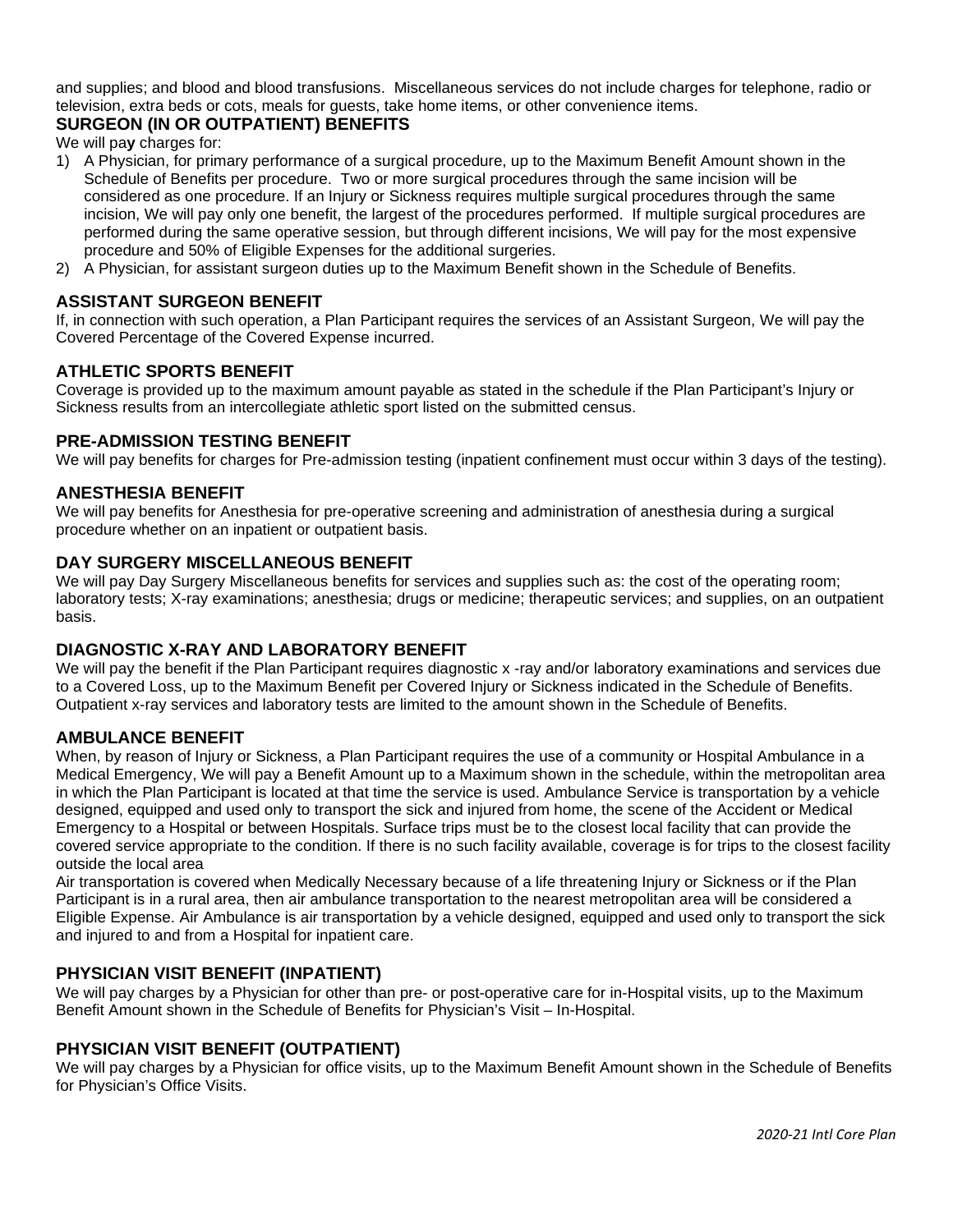and supplies; and blood and blood transfusions. Miscellaneous services do not include charges for telephone, radio or television, extra beds or cots, meals for guests, take home items, or other convenience items.

## SURGEON (IN OR OUTPATIENT) BENEFITS

We will pay charges for:

1) A Physician, for primary performance of a surgical procedure, up to the Maximum Benefit Amount shown in the Schedule of Benefits per procedure. Two or more surgical procedures through the same incision will be considered as one procedure. If an Injury or Sickness requires multiple surgical procedures through the same incision, We will pay only one benefit, the largest of the procedures performed. If multiple surgical procedures are performed during the same operative session, but through different incisions, We will pay for the most expensive procedure and 50% of Eligible Expenses for the additional surgeries.
2) A Physician, for assistant surgeon duties up to the Maximum Benefit shown in the Schedule of Benefits.

## ASSISTANT SURGEON BENEFIT

If, in connection with such operation, a Plan Participant requires the services of an Assistant Surgeon, We will pay the Covered Percentage of the Covered Expense incurred.

## ATHLETIC SPORTS BENEFIT

Coverage is provided up to the maximum amount payable as stated in the schedule if the Plan Participant's Injury or Sickness results from an intercollegiate athletic sport listed on the submitted census.

## PRE-ADMISSION TESTING BENEFIT

We will pay benefits for charges for Pre-admission testing (inpatient confinement must occur within 3 days of the testing).

## ANESTHESIA BENEFIT

We will pay benefits for Anesthesia for pre-operative screening and administration of anesthesia during a surgical procedure whether on an inpatient or outpatient basis.

## DAY SURGERY MISCELLANEOUS BENEFIT

We will pay Day Surgery Miscellaneous benefits for services and supplies such as: the cost of the operating room; laboratory tests; X-ray examinations; anesthesia; drugs or medicine; therapeutic services; and supplies, on an outpatient basis.

## DIAGNOSTIC X-RAY AND LABORATORY BENEFIT

We will pay the benefit if the Plan Participant requires diagnostic x -ray and/or laboratory examinations and services due to a Covered Loss, up to the Maximum Benefit per Covered Injury or Sickness indicated in the Schedule of Benefits. Outpatient x-ray services and laboratory tests are limited to the amount shown in the Schedule of Benefits.

## AMBULANCE BENEFIT

When, by reason of Injury or Sickness, a Plan Participant requires the use of a community or Hospital Ambulance in a Medical Emergency, We will pay a Benefit Amount up to a Maximum shown in the schedule, within the metropolitan area in which the Plan Participant is located at that time the service is used. Ambulance Service is transportation by a vehicle designed, equipped and used only to transport the sick and injured from home, the scene of the Accident or Medical Emergency to a Hospital or between Hospitals. Surface trips must be to the closest local facility that can provide the covered service appropriate to the condition. If there is no such facility available, coverage is for trips to the closest facility outside the local area

Air transportation is covered when Medically Necessary because of a life threatening Injury or Sickness or if the Plan Participant is in a rural area, then air ambulance transportation to the nearest metropolitan area will be considered a Eligible Expense. Air Ambulance is air transportation by a vehicle designed, equipped and used only to transport the sick and injured to and from a Hospital for inpatient care.

## PHYSICIAN VISIT BENEFIT (INPATIENT)

We will pay charges by a Physician for other than pre- or post-operative care for in-Hospital visits, up to the Maximum Benefit Amount shown in the Schedule of Benefits for Physician's Visit – In-Hospital.

## PHYSICIAN VISIT BENEFIT (OUTPATIENT)

We will pay charges by a Physician for office visits, up to the Maximum Benefit Amount shown in the Schedule of Benefits for Physician's Office Visits.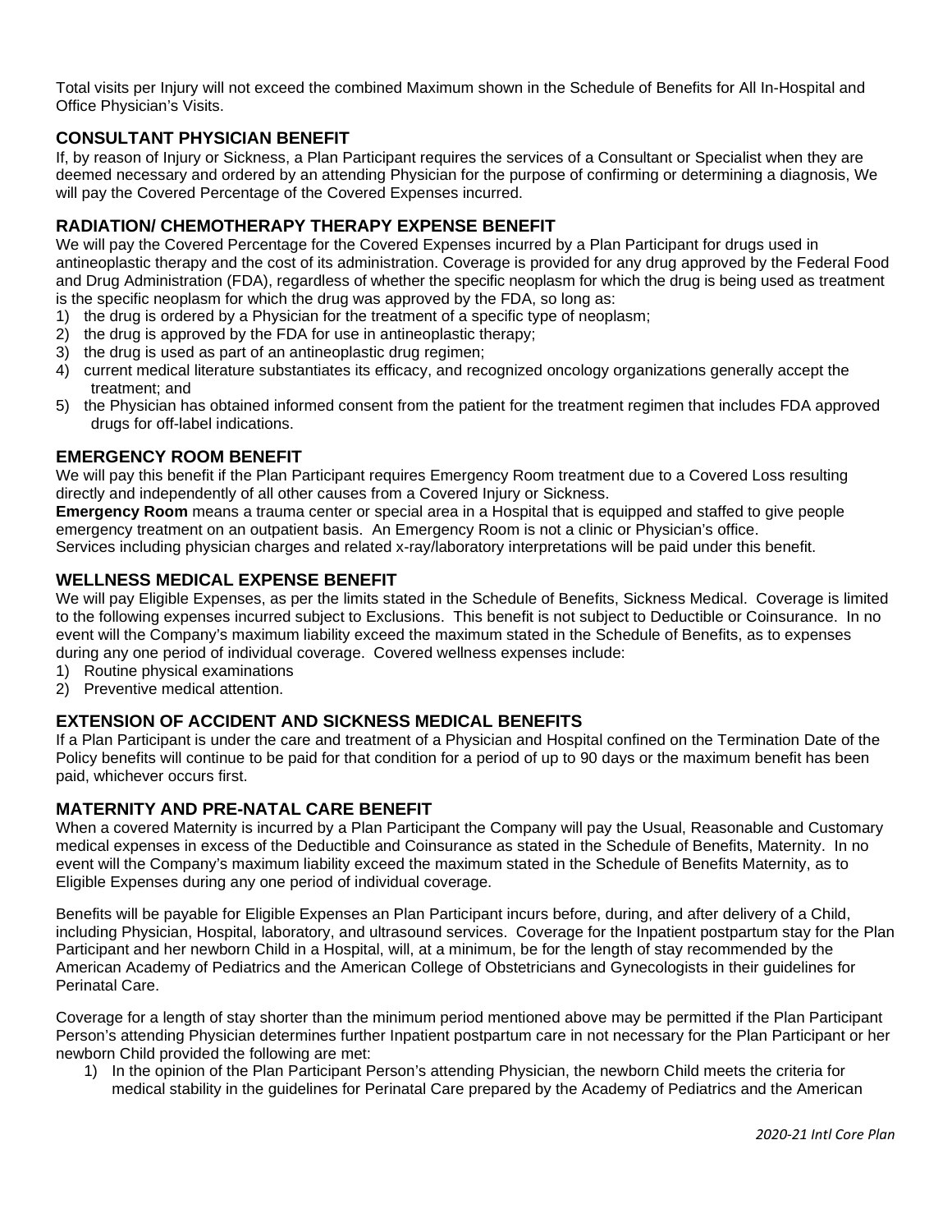Total visits per Injury will not exceed the combined Maximum shown in the Schedule of Benefits for All In-Hospital and Office Physician's Visits.

## CONSULTANT PHYSICIAN BENEFIT

If, by reason of Injury or Sickness, a Plan Participant requires the services of a Consultant or Specialist when they are deemed necessary and ordered by an attending Physician for the purpose of confirming or determining a diagnosis, We will pay the Covered Percentage of the Covered Expenses incurred.

## RADIATION/ CHEMOTHERAPY THERAPY EXPENSE BENEFIT

We will pay the Covered Percentage for the Covered Expenses incurred by a Plan Participant for drugs used in antineoplastic therapy and the cost of its administration. Coverage is provided for any drug approved by the Federal Food and Drug Administration (FDA), regardless of whether the specific neoplasm for which the drug is being used as treatment is the specific neoplasm for which the drug was approved by the FDA, so long as:

1) the drug is ordered by a Physician for the treatment of a specific type of neoplasm;
2) the drug is approved by the FDA for use in antineoplastic therapy;
3) the drug is used as part of an antineoplastic drug regimen;
4) current medical literature substantiates its efficacy, and recognized oncology organizations generally accept the treatment; and
5) the Physician has obtained informed consent from the patient for the treatment regimen that includes FDA approved drugs for off-label indications.

## EMERGENCY ROOM BENEFIT

We will pay this benefit if the Plan Participant requires Emergency Room treatment due to a Covered Loss resulting directly and independently of all other causes from a Covered Injury or Sickness.

**Emergency Room** means a trauma center or special area in a Hospital that is equipped and staffed to give people emergency treatment on an outpatient basis. An Emergency Room is not a clinic or Physician's office.

Services including physician charges and related x-ray/laboratory interpretations will be paid under this benefit.

## WELLNESS MEDICAL EXPENSE BENEFIT

We will pay Eligible Expenses, as per the limits stated in the Schedule of Benefits, Sickness Medical. Coverage is limited to the following expenses incurred subject to Exclusions. This benefit is not subject to Deductible or Coinsurance. In no event will the Company's maximum liability exceed the maximum stated in the Schedule of Benefits, as to expenses during any one period of individual coverage. Covered wellness expenses include:

1) Routine physical examinations
2) Preventive medical attention.

## EXTENSION OF ACCIDENT AND SICKNESS MEDICAL BENEFITS

If a Plan Participant is under the care and treatment of a Physician and Hospital confined on the Termination Date of the Policy benefits will continue to be paid for that condition for a period of up to 90 days or the maximum benefit has been paid, whichever occurs first.

## MATERNITY AND PRE-NATAL CARE BENEFIT

When a covered Maternity is incurred by a Plan Participant the Company will pay the Usual, Reasonable and Customary medical expenses in excess of the Deductible and Coinsurance as stated in the Schedule of Benefits, Maternity. In no event will the Company's maximum liability exceed the maximum stated in the Schedule of Benefits Maternity, as to Eligible Expenses during any one period of individual coverage.

Benefits will be payable for Eligible Expenses an Plan Participant incurs before, during, and after delivery of a Child, including Physician, Hospital, laboratory, and ultrasound services. Coverage for the Inpatient postpartum stay for the Plan Participant and her newborn Child in a Hospital, will, at a minimum, be for the length of stay recommended by the American Academy of Pediatrics and the American College of Obstetricians and Gynecologists in their guidelines for Perinatal Care.

Coverage for a length of stay shorter than the minimum period mentioned above may be permitted if the Plan Participant Person's attending Physician determines further Inpatient postpartum care in not necessary for the Plan Participant or her newborn Child provided the following are met:

1) In the opinion of the Plan Participant Person's attending Physician, the newborn Child meets the criteria for medical stability in the guidelines for Perinatal Care prepared by the Academy of Pediatrics and the American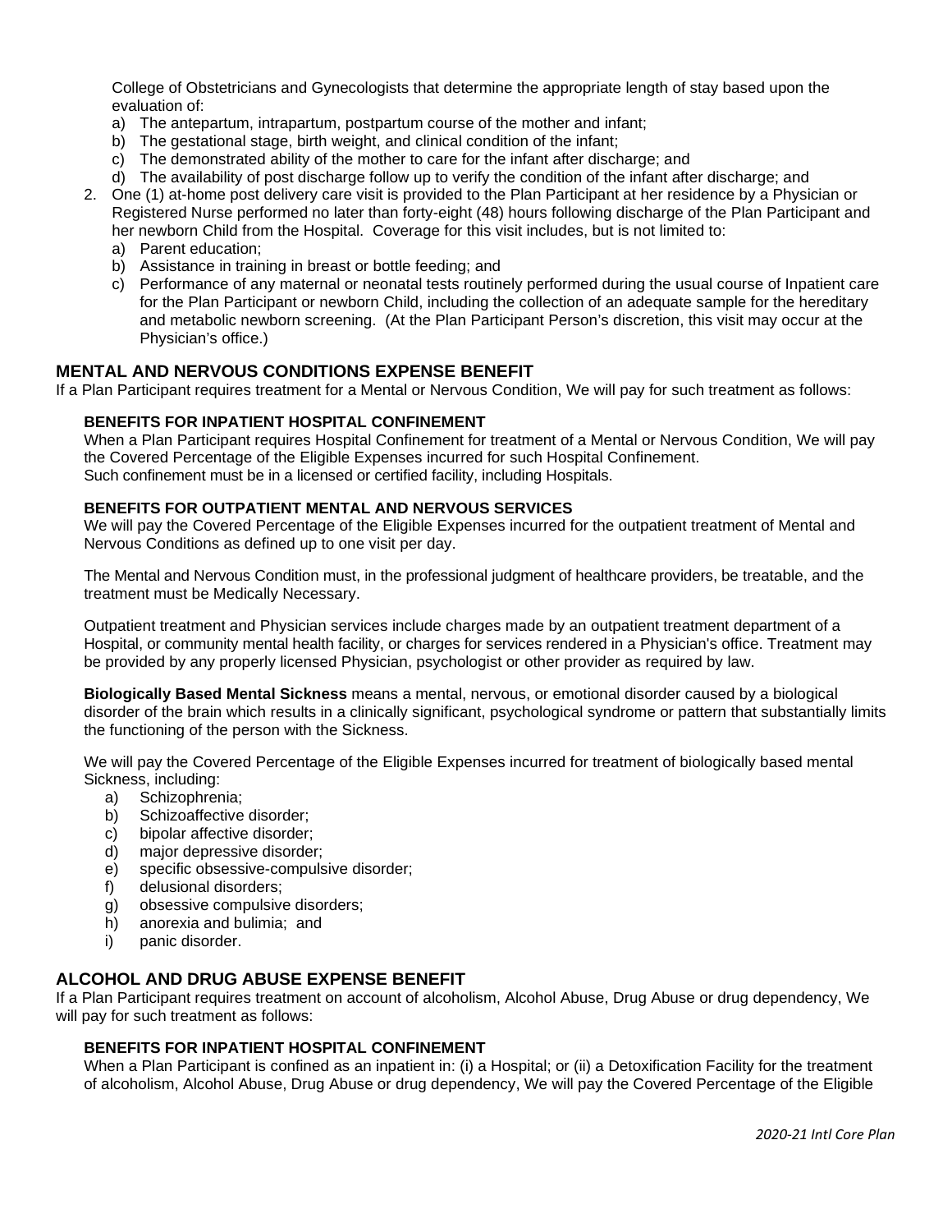College of Obstetricians and Gynecologists that determine the appropriate length of stay based upon the evaluation of:

a) The antepartum, intrapartum, postpartum course of the mother and infant;
b) The gestational stage, birth weight, and clinical condition of the infant;
c) The demonstrated ability of the mother to care for the infant after discharge; and
d) The availability of post discharge follow up to verify the condition of the infant after discharge; and

2. One (1) at-home post delivery care visit is provided to the Plan Participant at her residence by a Physician or Registered Nurse performed no later than forty-eight (48) hours following discharge of the Plan Participant and her newborn Child from the Hospital. Coverage for this visit includes, but is not limited to:
   a) Parent education;
   b) Assistance in training in breast or bottle feeding; and
   c) Performance of any maternal or neonatal tests routinely performed during the usual course of Inpatient care for the Plan Participant or newborn Child, including the collection of an adequate sample for the hereditary and metabolic newborn screening. (At the Plan Participant Person's discretion, this visit may occur at the Physician's office.)

## MENTAL AND NERVOUS CONDITIONS EXPENSE BENEFIT

If a Plan Participant requires treatment for a Mental or Nervous Condition, We will pay for such treatment as follows:

### BENEFITS FOR INPATIENT HOSPITAL CONFINEMENT

When a Plan Participant requires Hospital Confinement for treatment of a Mental or Nervous Condition, We will pay the Covered Percentage of the Eligible Expenses incurred for such Hospital Confinement.
Such confinement must be in a licensed or certified facility, including Hospitals.

### BENEFITS FOR OUTPATIENT MENTAL AND NERVOUS SERVICES

We will pay the Covered Percentage of the Eligible Expenses incurred for the outpatient treatment of Mental and Nervous Conditions as defined up to one visit per day.

The Mental and Nervous Condition must, in the professional judgment of healthcare providers, be treatable, and the treatment must be Medically Necessary.

Outpatient treatment and Physician services include charges made by an outpatient treatment department of a Hospital, or community mental health facility, or charges for services rendered in a Physician's office. Treatment may be provided by any properly licensed Physician, psychologist or other provider as required by law.

**Biologically Based Mental Sickness** means a mental, nervous, or emotional disorder caused by a biological disorder of the brain which results in a clinically significant, psychological syndrome or pattern that substantially limits the functioning of the person with the Sickness.

We will pay the Covered Percentage of the Eligible Expenses incurred for treatment of biologically based mental Sickness, including:

a) Schizophrenia;
b) Schizoaffective disorder;
c) bipolar affective disorder;
d) major depressive disorder;
e) specific obsessive-compulsive disorder;
f) delusional disorders;
g) obsessive compulsive disorders;
h) anorexia and bulimia; and
i) panic disorder.

## ALCOHOL AND DRUG ABUSE EXPENSE BENEFIT

If a Plan Participant requires treatment on account of alcoholism, Alcohol Abuse, Drug Abuse or drug dependency, We will pay for such treatment as follows:

### BENEFITS FOR INPATIENT HOSPITAL CONFINEMENT

When a Plan Participant is confined as an inpatient in: (i) a Hospital; or (ii) a Detoxification Facility for the treatment of alcoholism, Alcohol Abuse, Drug Abuse or drug dependency, We will pay the Covered Percentage of the Eligible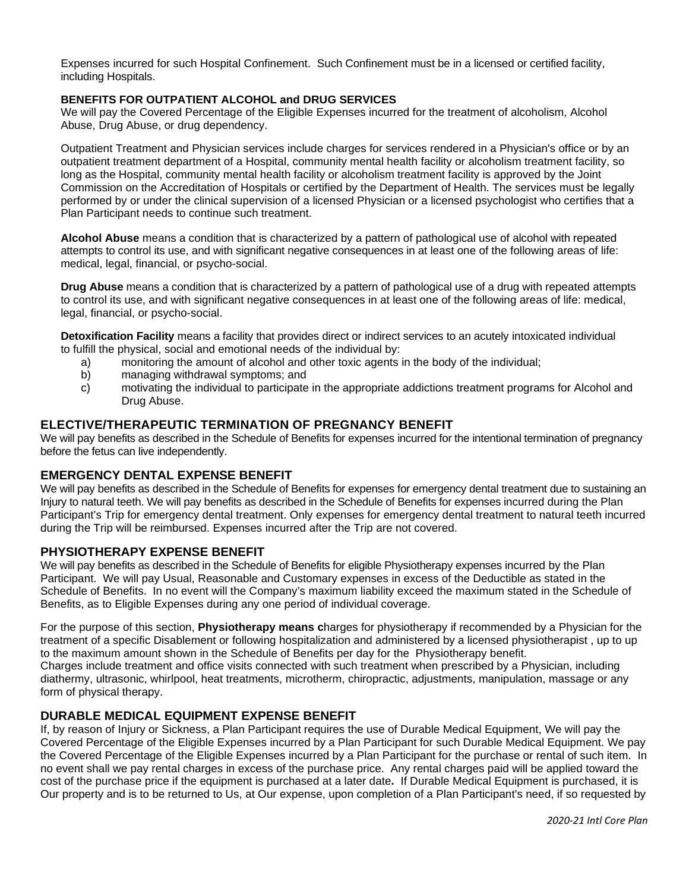Expenses incurred for such Hospital Confinement. Such Confinement must be in a licensed or certified facility, including Hospitals.

**BENEFITS FOR OUTPATIENT ALCOHOL and DRUG SERVICES**
We will pay the Covered Percentage of the Eligible Expenses incurred for the treatment of alcoholism, Alcohol Abuse, Drug Abuse, or drug dependency.

Outpatient Treatment and Physician services include charges for services rendered in a Physician's office or by an outpatient treatment department of a Hospital, community mental health facility or alcoholism treatment facility, so long as the Hospital, community mental health facility or alcoholism treatment facility is approved by the Joint Commission on the Accreditation of Hospitals or certified by the Department of Health. The services must be legally performed by or under the clinical supervision of a licensed Physician or a licensed psychologist who certifies that a Plan Participant needs to continue such treatment.

**Alcohol Abuse** means a condition that is characterized by a pattern of pathological use of alcohol with repeated attempts to control its use, and with significant negative consequences in at least one of the following areas of life: medical, legal, financial, or psycho-social.

**Drug Abuse** means a condition that is characterized by a pattern of pathological use of a drug with repeated attempts to control its use, and with significant negative consequences in at least one of the following areas of life: medical, legal, financial, or psycho-social.

**Detoxification Facility** means a facility that provides direct or indirect services to an acutely intoxicated individual to fulfill the physical, social and emotional needs of the individual by:

a) monitoring the amount of alcohol and other toxic agents in the body of the individual;
b) managing withdrawal symptoms; and
c) motivating the individual to participate in the appropriate addictions treatment programs for Alcohol and Drug Abuse.

## ELECTIVE/THERAPEUTIC TERMINATION OF PREGNANCY BENEFIT

We will pay benefits as described in the Schedule of Benefits for expenses incurred for the intentional termination of pregnancy before the fetus can live independently.

## EMERGENCY DENTAL EXPENSE BENEFIT

We will pay benefits as described in the Schedule of Benefits for expenses for emergency dental treatment due to sustaining an Injury to natural teeth. We will pay benefits as described in the Schedule of Benefits for expenses incurred during the Plan Participant's Trip for emergency dental treatment. Only expenses for emergency dental treatment to natural teeth incurred during the Trip will be reimbursed. Expenses incurred after the Trip are not covered.

## PHYSIOTHERAPY EXPENSE BENEFIT

We will pay benefits as described in the Schedule of Benefits for eligible Physiotherapy expenses incurred by the Plan Participant. We will pay Usual, Reasonable and Customary expenses in excess of the Deductible as stated in the Schedule of Benefits. In no event will the Company's maximum liability exceed the maximum stated in the Schedule of Benefits, as to Eligible Expenses during any one period of individual coverage.

For the purpose of this section, **Physiotherapy means c**harges for physiotherapy if recommended by a Physician for the treatment of a specific Disablement or following hospitalization and administered by a licensed physiotherapist , up to up to the maximum amount shown in the Schedule of Benefits per day for the Physiotherapy benefit.
Charges include treatment and office visits connected with such treatment when prescribed by a Physician, including diathermy, ultrasonic, whirlpool, heat treatments, microtherm, chiropractic, adjustments, manipulation, massage or any form of physical therapy.

## DURABLE MEDICAL EQUIPMENT EXPENSE BENEFIT

If, by reason of Injury or Sickness, a Plan Participant requires the use of Durable Medical Equipment, We will pay the Covered Percentage of the Eligible Expenses incurred by a Plan Participant for such Durable Medical Equipment. We pay the Covered Percentage of the Eligible Expenses incurred by a Plan Participant for the purchase or rental of such item. In no event shall we pay rental charges in excess of the purchase price. Any rental charges paid will be applied toward the cost of the purchase price if the equipment is purchased at a later date**.** If Durable Medical Equipment is purchased, it is Our property and is to be returned to Us, at Our expense, upon completion of a Plan Participant's need, if so requested by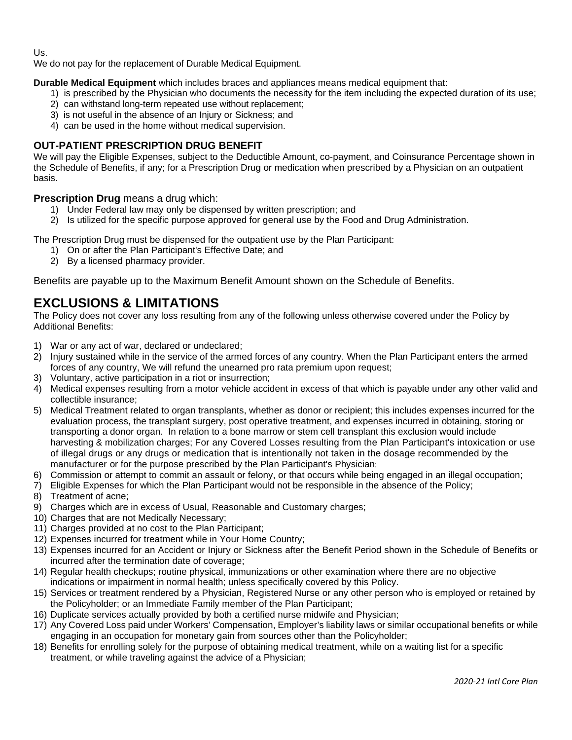Us.
We do not pay for the replacement of Durable Medical Equipment.

**Durable Medical Equipment** which includes braces and appliances means medical equipment that:

1) is prescribed by the Physician who documents the necessity for the item including the expected duration of its use;
2) can withstand long-term repeated use without replacement;
3) is not useful in the absence of an Injury or Sickness; and
4) can be used in the home without medical supervision.

### OUT-PATIENT PRESCRIPTION DRUG BENEFIT

We will pay the Eligible Expenses, subject to the Deductible Amount, co-payment, and Coinsurance Percentage shown in the Schedule of Benefits, if any; for a Prescription Drug or medication when prescribed by a Physician on an outpatient basis.

**Prescription Drug** means a drug which:

1) Under Federal law may only be dispensed by written prescription; and
2) Is utilized for the specific purpose approved for general use by the Food and Drug Administration.

The Prescription Drug must be dispensed for the outpatient use by the Plan Participant:

1) On or after the Plan Participant's Effective Date; and
2) By a licensed pharmacy provider.

Benefits are payable up to the Maximum Benefit Amount shown on the Schedule of Benefits.

## EXCLUSIONS & LIMITATIONS

The Policy does not cover any loss resulting from any of the following unless otherwise covered under the Policy by Additional Benefits:

1) War or any act of war, declared or undeclared;
2) Injury sustained while in the service of the armed forces of any country. When the Plan Participant enters the armed forces of any country, We will refund the unearned pro rata premium upon request;
3) Voluntary, active participation in a riot or insurrection;
4) Medical expenses resulting from a motor vehicle accident in excess of that which is payable under any other valid and collectible insurance;
5) Medical Treatment related to organ transplants, whether as donor or recipient; this includes expenses incurred for the evaluation process, the transplant surgery, post operative treatment, and expenses incurred in obtaining, storing or transporting a donor organ. In relation to a bone marrow or stem cell transplant this exclusion would include harvesting & mobilization charges; For any Covered Losses resulting from the Plan Participant's intoxication or use of illegal drugs or any drugs or medication that is intentionally not taken in the dosage recommended by the manufacturer or for the purpose prescribed by the Plan Participant's Physician;
6) Commission or attempt to commit an assault or felony, or that occurs while being engaged in an illegal occupation;
7) Eligible Expenses for which the Plan Participant would not be responsible in the absence of the Policy;
8) Treatment of acne;
9) Charges which are in excess of Usual, Reasonable and Customary charges;
10) Charges that are not Medically Necessary;
11) Charges provided at no cost to the Plan Participant;
12) Expenses incurred for treatment while in Your Home Country;
13) Expenses incurred for an Accident or Injury or Sickness after the Benefit Period shown in the Schedule of Benefits or incurred after the termination date of coverage;
14) Regular health checkups; routine physical, immunizations or other examination where there are no objective indications or impairment in normal health; unless specifically covered by this Policy.
15) Services or treatment rendered by a Physician, Registered Nurse or any other person who is employed or retained by the Policyholder; or an Immediate Family member of the Plan Participant;
16) Duplicate services actually provided by both a certified nurse midwife and Physician;
17) Any Covered Loss paid under Workers' Compensation, Employer's liability laws or similar occupational benefits or while engaging in an occupation for monetary gain from sources other than the Policyholder;
18) Benefits for enrolling solely for the purpose of obtaining medical treatment, while on a waiting list for a specific treatment, or while traveling against the advice of a Physician;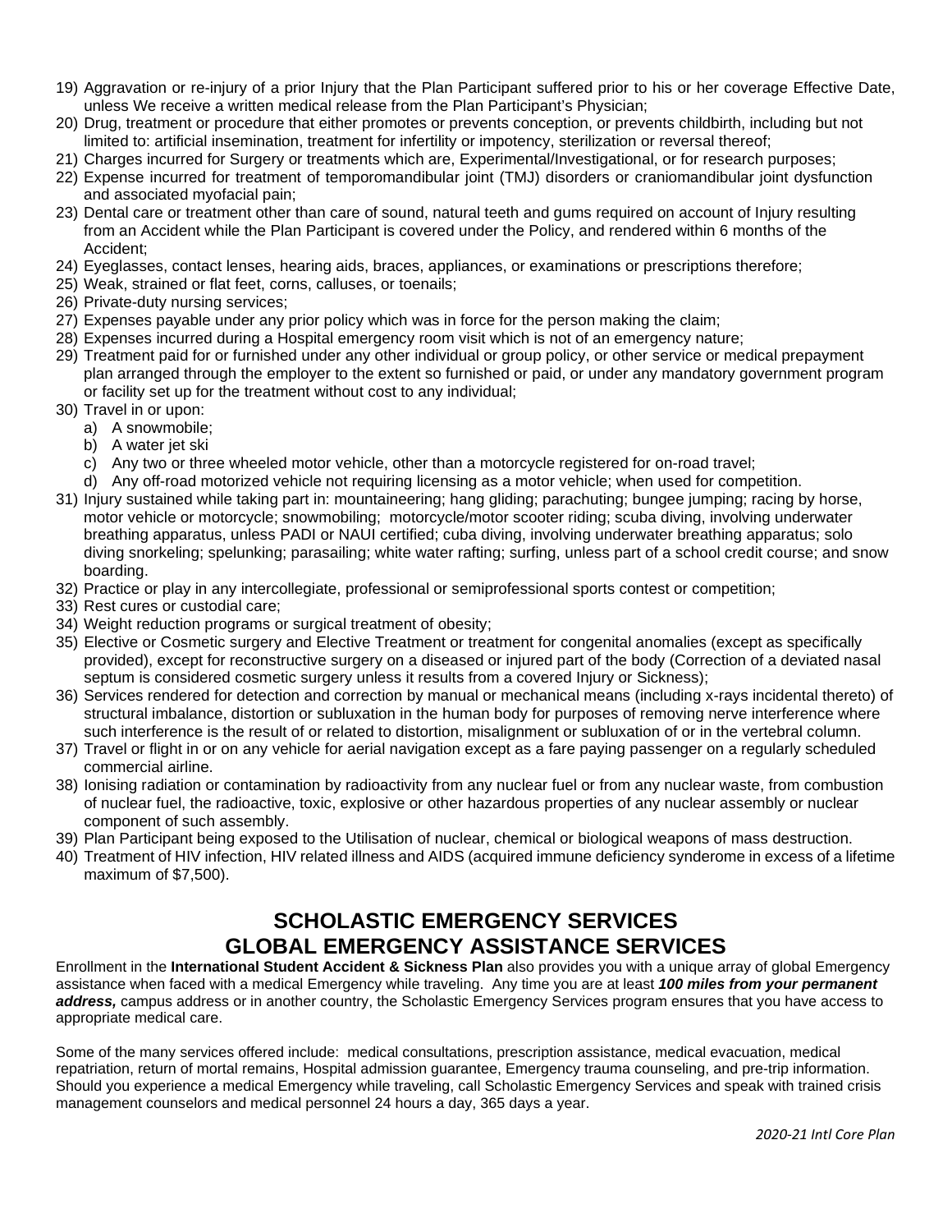19) Aggravation or re-injury of a prior Injury that the Plan Participant suffered prior to his or her coverage Effective Date, unless We receive a written medical release from the Plan Participant's Physician;
20) Drug, treatment or procedure that either promotes or prevents conception, or prevents childbirth, including but not limited to: artificial insemination, treatment for infertility or impotency, sterilization or reversal thereof;
21) Charges incurred for Surgery or treatments which are, Experimental/Investigational, or for research purposes;
22) Expense incurred for treatment of temporomandibular joint (TMJ) disorders or craniomandibular joint dysfunction and associated myofacial pain;
23) Dental care or treatment other than care of sound, natural teeth and gums required on account of Injury resulting from an Accident while the Plan Participant is covered under the Policy, and rendered within 6 months of the Accident;
24) Eyeglasses, contact lenses, hearing aids, braces, appliances, or examinations or prescriptions therefore;
25) Weak, strained or flat feet, corns, calluses, or toenails;
26) Private-duty nursing services;
27) Expenses payable under any prior policy which was in force for the person making the claim;
28) Expenses incurred during a Hospital emergency room visit which is not of an emergency nature;
29) Treatment paid for or furnished under any other individual or group policy, or other service or medical prepayment plan arranged through the employer to the extent so furnished or paid, or under any mandatory government program or facility set up for the treatment without cost to any individual;
30) Travel in or upon:
    a) A snowmobile;
    b) A water jet ski
    c) Any two or three wheeled motor vehicle, other than a motorcycle registered for on-road travel;
    d) Any off-road motorized vehicle not requiring licensing as a motor vehicle; when used for competition.
31) Injury sustained while taking part in: mountaineering; hang gliding; parachuting; bungee jumping; racing by horse, motor vehicle or motorcycle; snowmobiling; motorcycle/motor scooter riding; scuba diving, involving underwater breathing apparatus, unless PADI or NAUI certified; cuba diving, involving underwater breathing apparatus; solo diving snorkeling; spelunking; parasailing; white water rafting; surfing, unless part of a school credit course; and snow boarding.
32) Practice or play in any intercollegiate, professional or semiprofessional sports contest or competition;
33) Rest cures or custodial care;
34) Weight reduction programs or surgical treatment of obesity;
35) Elective or Cosmetic surgery and Elective Treatment or treatment for congenital anomalies (except as specifically provided), except for reconstructive surgery on a diseased or injured part of the body (Correction of a deviated nasal septum is considered cosmetic surgery unless it results from a covered Injury or Sickness);
36) Services rendered for detection and correction by manual or mechanical means (including x-rays incidental thereto) of structural imbalance, distortion or subluxation in the human body for purposes of removing nerve interference where such interference is the result of or related to distortion, misalignment or subluxation of or in the vertebral column.
37) Travel or flight in or on any vehicle for aerial navigation except as a fare paying passenger on a regularly scheduled commercial airline.
38) Ionising radiation or contamination by radioactivity from any nuclear fuel or from any nuclear waste, from combustion of nuclear fuel, the radioactive, toxic, explosive or other hazardous properties of any nuclear assembly or nuclear component of such assembly.
39) Plan Participant being exposed to the Utilisation of nuclear, chemical or biological weapons of mass destruction.
40) Treatment of HIV infection, HIV related illness and AIDS (acquired immune deficiency synderome in excess of a lifetime maximum of $7,500).

## SCHOLASTIC EMERGENCY SERVICES GLOBAL EMERGENCY ASSISTANCE SERVICES

Enrollment in the **International Student Accident & Sickness Plan** also provides you with a unique array of global Emergency assistance when faced with a medical Emergency while traveling. Any time you are at least ***100 miles from your permanent address,*** campus address or in another country, the Scholastic Emergency Services program ensures that you have access to appropriate medical care.

Some of the many services offered include: medical consultations, prescription assistance, medical evacuation, medical repatriation, return of mortal remains, Hospital admission guarantee, Emergency trauma counseling, and pre-trip information. Should you experience a medical Emergency while traveling, call Scholastic Emergency Services and speak with trained crisis management counselors and medical personnel 24 hours a day, 365 days a year.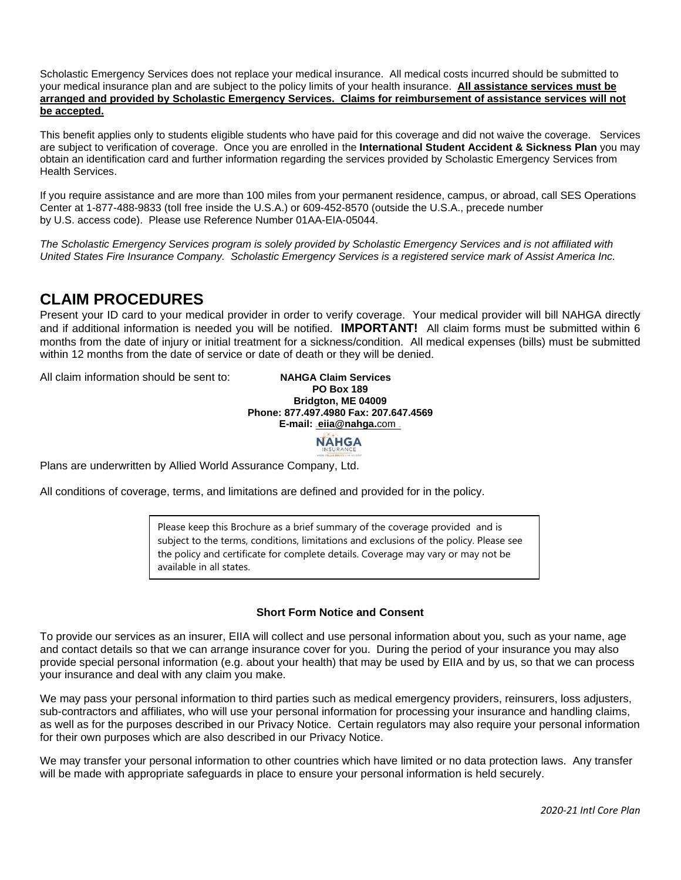Scholastic Emergency Services does not replace your medical insurance. All medical costs incurred should be submitted to your medical insurance plan and are subject to the policy limits of your health insurance. **All assistance services must be arranged and provided by Scholastic Emergency Services. Claims for reimbursement of assistance services will not be accepted.**

This benefit applies only to students eligible students who have paid for this coverage and did not waive the coverage. Services are subject to verification of coverage. Once you are enrolled in the **International Student Accident & Sickness Plan** you may obtain an identification card and further information regarding the services provided by Scholastic Emergency Services from Health Services.

If you require assistance and are more than 100 miles from your permanent residence, campus, or abroad, call SES Operations Center at 1-877-488-9833 (toll free inside the U.S.A.) or 609-452-8570 (outside the U.S.A., precede number by U.S. access code). Please use Reference Number 01AA-EIA-05044.

*The Scholastic Emergency Services program is solely provided by Scholastic Emergency Services and is not affiliated with United States Fire Insurance Company. Scholastic Emergency Services is a registered service mark of Assist America Inc.*

## CLAIM PROCEDURES

Present your ID card to your medical provider in order to verify coverage. Your medical provider will bill NAHGA directly and if additional information is needed you will be notified. **IMPORTANT!** All claim forms must be submitted within 6 months from the date of injury or initial treatment for a sickness/condition. All medical expenses (bills) must be submitted within 12 months from the date of service or date of death or they will be denied.

All claim information should be sent to:

**NAHGA Claim Services**
**PO Box 189**
**Bridgton, ME 04009**
**Phone: 877.497.4980 Fax: 207.647.4569**
**E-mail: eiia@nahga.com**

Plans are underwritten by Allied World Assurance Company, Ltd.

All conditions of coverage, terms, and limitations are defined and provided for in the policy.

Please keep this Brochure as a brief summary of the coverage provided and is subject to the terms, conditions, limitations and exclusions of the policy. Please see the policy and certificate for complete details. Coverage may vary or may not be available in all states.

**Short Form Notice and Consent**

To provide our services as an insurer, EIIA will collect and use personal information about you, such as your name, age and contact details so that we can arrange insurance cover for you. During the period of your insurance you may also provide special personal information (e.g. about your health) that may be used by EIIA and by us, so that we can process your insurance and deal with any claim you make.

We may pass your personal information to third parties such as medical emergency providers, reinsurers, loss adjusters, sub-contractors and affiliates, who will use your personal information for processing your insurance and handling claims, as well as for the purposes described in our Privacy Notice. Certain regulators may also require your personal information for their own purposes which are also described in our Privacy Notice.

We may transfer your personal information to other countries which have limited or no data protection laws. Any transfer will be made with appropriate safeguards in place to ensure your personal information is held securely.

*2020-21 Intl Core Plan*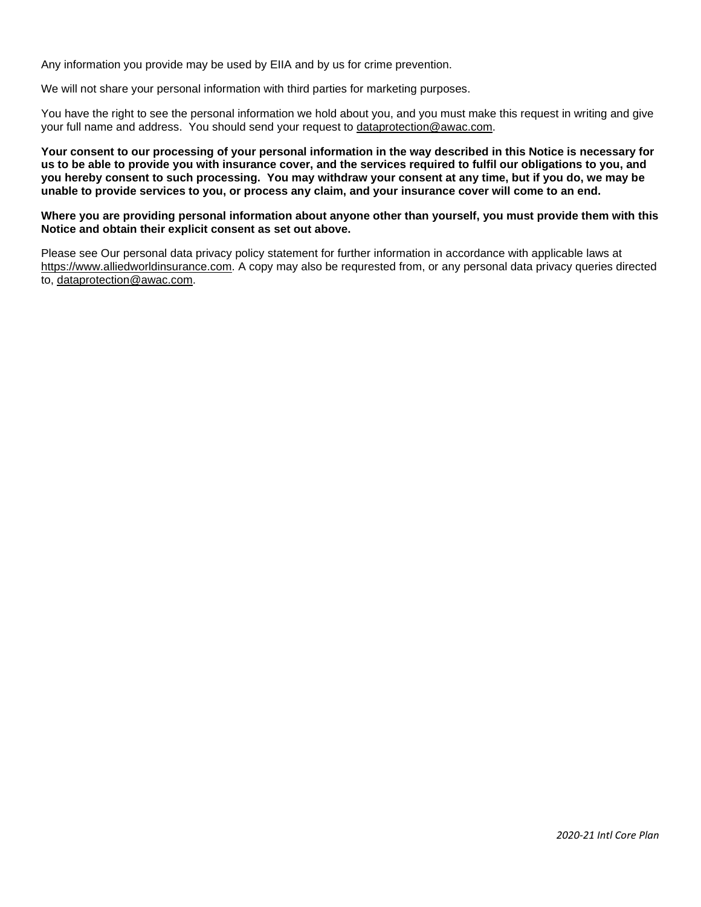Any information you provide may be used by EIIA and by us for crime prevention.

We will not share your personal information with third parties for marketing purposes.

You have the right to see the personal information we hold about you, and you must make this request in writing and give your full name and address. You should send your request to dataprotection@awac.com.

**Your consent to our processing of your personal information in the way described in this Notice is necessary for us to be able to provide you with insurance cover, and the services required to fulfil our obligations to you, and you hereby consent to such processing. You may withdraw your consent at any time, but if you do, we may be unable to provide services to you, or process any claim, and your insurance cover will come to an end.**

**Where you are providing personal information about anyone other than yourself, you must provide them with this Notice and obtain their explicit consent as set out above.**

Please see Our personal data privacy policy statement for further information in accordance with applicable laws at https://www.alliedworldinsurance.com. A copy may also be requrested from, or any personal data privacy queries directed to, dataprotection@awac.com.